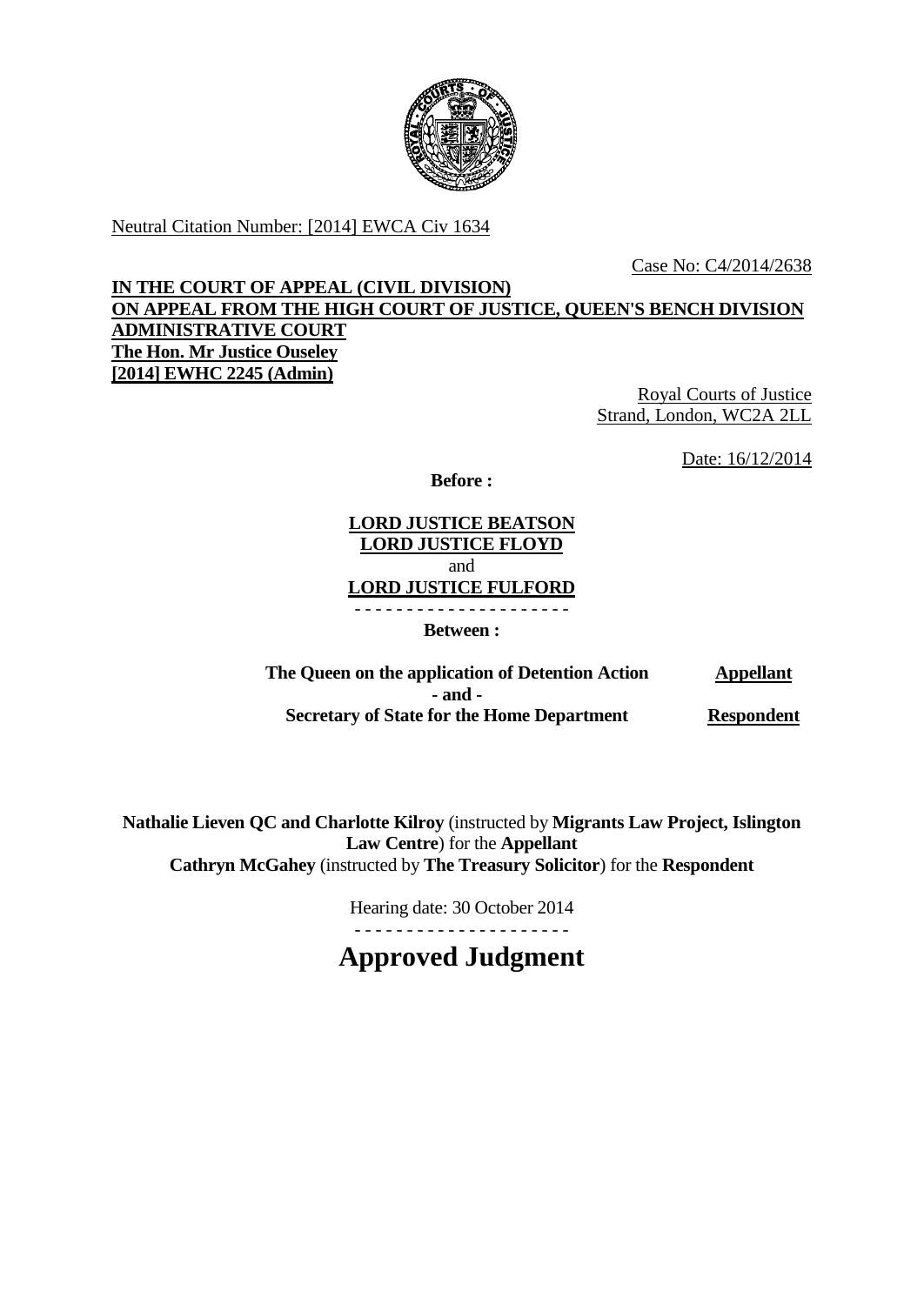Neutral Citation Number: [2014] EWCA Civ 1634

Case No: C4/2014/2638

**IN THE COURT OF APPEAL (CIVIL DIVISION)**
**ON APPEAL FROM THE HIGH COURT OF JUSTICE, QUEEN'S BENCH DIVISION**
**ADMINISTRATIVE COURT**
**The Hon. Mr Justice Ouseley**
**[2014] EWHC 2245 (Admin)**

Royal Courts of Justice
Strand, London, WC2A 2LL

Date: 16/12/2014

**Before :**

**LORD JUSTICE BEATSON**
**LORD JUSTICE FLOYD**
and
**LORD JUSTICE FULFORD**

- - - - - - - - - - - - - - - - - - - - -

**Between :**

| | |
|---|---|
| **The Queen on the application of Detention Action** | **Appellant** |
| **- and -** | |
| **Secretary of State for the Home Department** | **Respondent** |

**Nathalie Lieven QC and Charlotte Kilroy** (instructed by **Migrants Law Project, Islington Law Centre**) for the **Appellant**
**Cathryn McGahey** (instructed by **The Treasury Solicitor**) for the **Respondent**

Hearing date: 30 October 2014

- - - - - - - - - - - - - - - - - - - - -

# Approved Judgment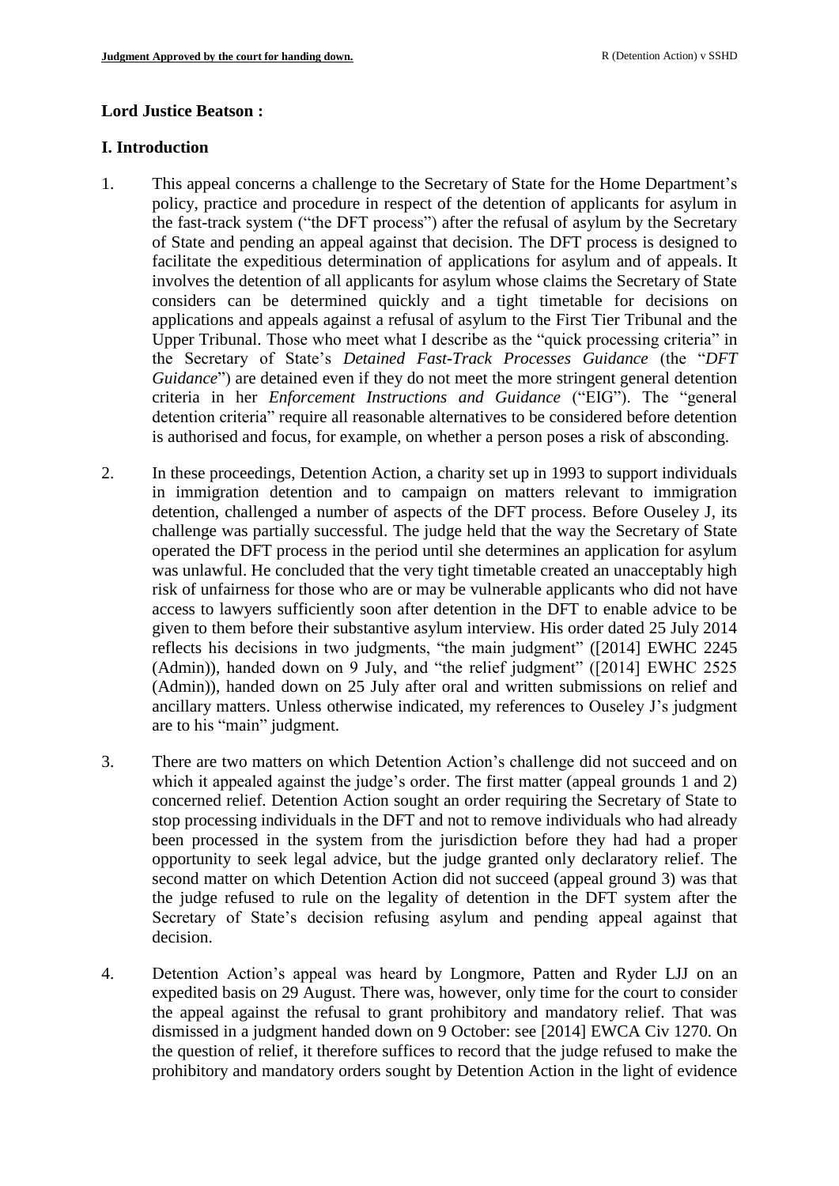## Lord Justice Beatson :

### I. Introduction

1. This appeal concerns a challenge to the Secretary of State for the Home Department's policy, practice and procedure in respect of the detention of applicants for asylum in the fast-track system ("the DFT process") after the refusal of asylum by the Secretary of State and pending an appeal against that decision. The DFT process is designed to facilitate the expeditious determination of applications for asylum and of appeals. It involves the detention of all applicants for asylum whose claims the Secretary of State considers can be determined quickly and a tight timetable for decisions on applications and appeals against a refusal of asylum to the First Tier Tribunal and the Upper Tribunal. Those who meet what I describe as the "quick processing criteria" in the Secretary of State's *Detained Fast-Track Processes Guidance* (the "*DFT Guidance*") are detained even if they do not meet the more stringent general detention criteria in her *Enforcement Instructions and Guidance* ("EIG"). The "general detention criteria" require all reasonable alternatives to be considered before detention is authorised and focus, for example, on whether a person poses a risk of absconding.

2. In these proceedings, Detention Action, a charity set up in 1993 to support individuals in immigration detention and to campaign on matters relevant to immigration detention, challenged a number of aspects of the DFT process. Before Ouseley J, its challenge was partially successful. The judge held that the way the Secretary of State operated the DFT process in the period until she determines an application for asylum was unlawful. He concluded that the very tight timetable created an unacceptably high risk of unfairness for those who are or may be vulnerable applicants who did not have access to lawyers sufficiently soon after detention in the DFT to enable advice to be given to them before their substantive asylum interview. His order dated 25 July 2014 reflects his decisions in two judgments, "the main judgment" ([2014] EWHC 2245 (Admin)), handed down on 9 July, and "the relief judgment" ([2014] EWHC 2525 (Admin)), handed down on 25 July after oral and written submissions on relief and ancillary matters. Unless otherwise indicated, my references to Ouseley J's judgment are to his "main" judgment.

3. There are two matters on which Detention Action's challenge did not succeed and on which it appealed against the judge's order. The first matter (appeal grounds 1 and 2) concerned relief. Detention Action sought an order requiring the Secretary of State to stop processing individuals in the DFT and not to remove individuals who had already been processed in the system from the jurisdiction before they had had a proper opportunity to seek legal advice, but the judge granted only declaratory relief. The second matter on which Detention Action did not succeed (appeal ground 3) was that the judge refused to rule on the legality of detention in the DFT system after the Secretary of State's decision refusing asylum and pending appeal against that decision.

4. Detention Action's appeal was heard by Longmore, Patten and Ryder LJJ on an expedited basis on 29 August. There was, however, only time for the court to consider the appeal against the refusal to grant prohibitory and mandatory relief. That was dismissed in a judgment handed down on 9 October: see [2014] EWCA Civ 1270. On the question of relief, it therefore suffices to record that the judge refused to make the prohibitory and mandatory orders sought by Detention Action in the light of evidence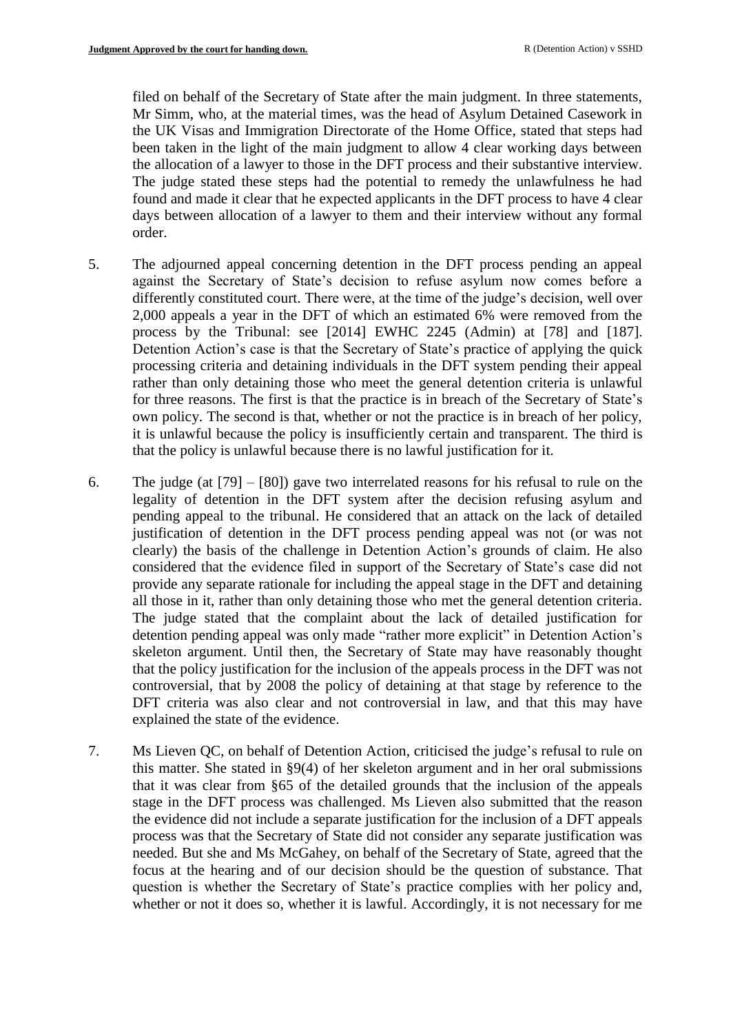filed on behalf of the Secretary of State after the main judgment. In three statements, Mr Simm, who, at the material times, was the head of Asylum Detained Casework in the UK Visas and Immigration Directorate of the Home Office, stated that steps had been taken in the light of the main judgment to allow 4 clear working days between the allocation of a lawyer to those in the DFT process and their substantive interview. The judge stated these steps had the potential to remedy the unlawfulness he had found and made it clear that he expected applicants in the DFT process to have 4 clear days between allocation of a lawyer to them and their interview without any formal order.

5. The adjourned appeal concerning detention in the DFT process pending an appeal against the Secretary of State's decision to refuse asylum now comes before a differently constituted court. There were, at the time of the judge's decision, well over 2,000 appeals a year in the DFT of which an estimated 6% were removed from the process by the Tribunal: see [2014] EWHC 2245 (Admin) at [78] and [187]. Detention Action's case is that the Secretary of State's practice of applying the quick processing criteria and detaining individuals in the DFT system pending their appeal rather than only detaining those who meet the general detention criteria is unlawful for three reasons. The first is that the practice is in breach of the Secretary of State's own policy. The second is that, whether or not the practice is in breach of her policy, it is unlawful because the policy is insufficiently certain and transparent. The third is that the policy is unlawful because there is no lawful justification for it.

6. The judge (at [79] – [80]) gave two interrelated reasons for his refusal to rule on the legality of detention in the DFT system after the decision refusing asylum and pending appeal to the tribunal. He considered that an attack on the lack of detailed justification of detention in the DFT process pending appeal was not (or was not clearly) the basis of the challenge in Detention Action's grounds of claim. He also considered that the evidence filed in support of the Secretary of State's case did not provide any separate rationale for including the appeal stage in the DFT and detaining all those in it, rather than only detaining those who met the general detention criteria. The judge stated that the complaint about the lack of detailed justification for detention pending appeal was only made "rather more explicit" in Detention Action's skeleton argument. Until then, the Secretary of State may have reasonably thought that the policy justification for the inclusion of the appeals process in the DFT was not controversial, that by 2008 the policy of detaining at that stage by reference to the DFT criteria was also clear and not controversial in law, and that this may have explained the state of the evidence.

7. Ms Lieven QC, on behalf of Detention Action, criticised the judge's refusal to rule on this matter. She stated in §9(4) of her skeleton argument and in her oral submissions that it was clear from §65 of the detailed grounds that the inclusion of the appeals stage in the DFT process was challenged. Ms Lieven also submitted that the reason the evidence did not include a separate justification for the inclusion of a DFT appeals process was that the Secretary of State did not consider any separate justification was needed. But she and Ms McGahey, on behalf of the Secretary of State, agreed that the focus at the hearing and of our decision should be the question of substance. That question is whether the Secretary of State's practice complies with her policy and, whether or not it does so, whether it is lawful. Accordingly, it is not necessary for me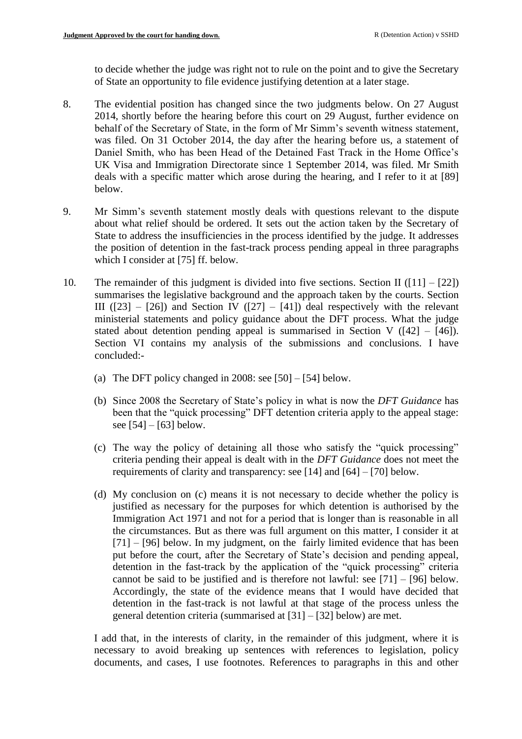to decide whether the judge was right not to rule on the point and to give the Secretary of State an opportunity to file evidence justifying detention at a later stage.

8. The evidential position has changed since the two judgments below. On 27 August 2014, shortly before the hearing before this court on 29 August, further evidence on behalf of the Secretary of State, in the form of Mr Simm's seventh witness statement, was filed. On 31 October 2014, the day after the hearing before us, a statement of Daniel Smith, who has been Head of the Detained Fast Track in the Home Office's UK Visa and Immigration Directorate since 1 September 2014, was filed. Mr Smith deals with a specific matter which arose during the hearing, and I refer to it at [89] below.

9. Mr Simm's seventh statement mostly deals with questions relevant to the dispute about what relief should be ordered. It sets out the action taken by the Secretary of State to address the insufficiencies in the process identified by the judge. It addresses the position of detention in the fast-track process pending appeal in three paragraphs which I consider at [75] ff. below.

10. The remainder of this judgment is divided into five sections. Section II ([11] – [22]) summarises the legislative background and the approach taken by the courts. Section III ([23] – [26]) and Section IV ([27] – [41]) deal respectively with the relevant ministerial statements and policy guidance about the DFT process. What the judge stated about detention pending appeal is summarised in Section V ([42] – [46]). Section VI contains my analysis of the submissions and conclusions. I have concluded:-

    (a) The DFT policy changed in 2008: see [50] – [54] below.

    (b) Since 2008 the Secretary of State's policy in what is now the *DFT Guidance* has been that the "quick processing" DFT detention criteria apply to the appeal stage: see [54] – [63] below.

    (c) The way the policy of detaining all those who satisfy the "quick processing" criteria pending their appeal is dealt with in the *DFT Guidance* does not meet the requirements of clarity and transparency: see [14] and [64] – [70] below.

    (d) My conclusion on (c) means it is not necessary to decide whether the policy is justified as necessary for the purposes for which detention is authorised by the Immigration Act 1971 and not for a period that is longer than is reasonable in all the circumstances. But as there was full argument on this matter, I consider it at [71] – [96] below. In my judgment, on the fairly limited evidence that has been put before the court, after the Secretary of State's decision and pending appeal, detention in the fast-track by the application of the "quick processing" criteria cannot be said to be justified and is therefore not lawful: see [71] – [96] below. Accordingly, the state of the evidence means that I would have decided that detention in the fast-track is not lawful at that stage of the process unless the general detention criteria (summarised at [31] – [32] below) are met.

I add that, in the interests of clarity, in the remainder of this judgment, where it is necessary to avoid breaking up sentences with references to legislation, policy documents, and cases, I use footnotes. References to paragraphs in this and other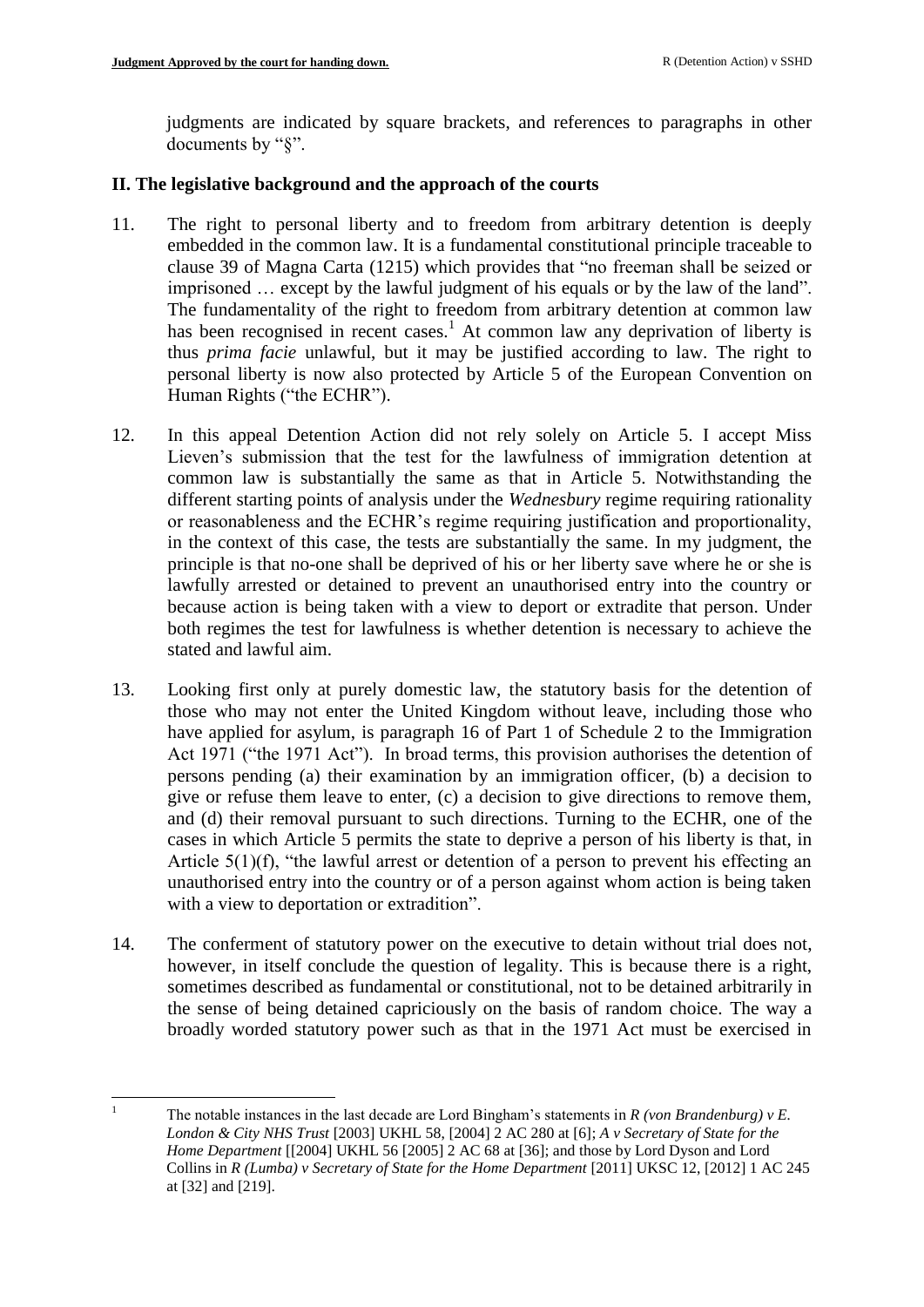judgments are indicated by square brackets, and references to paragraphs in other documents by "§".

## II. The legislative background and the approach of the courts

11. The right to personal liberty and to freedom from arbitrary detention is deeply embedded in the common law. It is a fundamental constitutional principle traceable to clause 39 of Magna Carta (1215) which provides that "no freeman shall be seized or imprisoned … except by the lawful judgment of his equals or by the law of the land". The fundamentality of the right to freedom from arbitrary detention at common law has been recognised in recent cases.[1] At common law any deprivation of liberty is thus *prima facie* unlawful, but it may be justified according to law. The right to personal liberty is now also protected by Article 5 of the European Convention on Human Rights ("the ECHR").

12. In this appeal Detention Action did not rely solely on Article 5. I accept Miss Lieven's submission that the test for the lawfulness of immigration detention at common law is substantially the same as that in Article 5. Notwithstanding the different starting points of analysis under the *Wednesbury* regime requiring rationality or reasonableness and the ECHR's regime requiring justification and proportionality, in the context of this case, the tests are substantially the same. In my judgment, the principle is that no-one shall be deprived of his or her liberty save where he or she is lawfully arrested or detained to prevent an unauthorised entry into the country or because action is being taken with a view to deport or extradite that person. Under both regimes the test for lawfulness is whether detention is necessary to achieve the stated and lawful aim.

13. Looking first only at purely domestic law, the statutory basis for the detention of those who may not enter the United Kingdom without leave, including those who have applied for asylum, is paragraph 16 of Part 1 of Schedule 2 to the Immigration Act 1971 ("the 1971 Act"). In broad terms, this provision authorises the detention of persons pending (a) their examination by an immigration officer, (b) a decision to give or refuse them leave to enter, (c) a decision to give directions to remove them, and (d) their removal pursuant to such directions. Turning to the ECHR, one of the cases in which Article 5 permits the state to deprive a person of his liberty is that, in Article 5(1)(f), "the lawful arrest or detention of a person to prevent his effecting an unauthorised entry into the country or of a person against whom action is being taken with a view to deportation or extradition".

14. The conferment of statutory power on the executive to detain without trial does not, however, in itself conclude the question of legality. This is because there is a right, sometimes described as fundamental or constitutional, not to be detained arbitrarily in the sense of being detained capriciously on the basis of random choice. The way a broadly worded statutory power such as that in the 1971 Act must be exercised in

---

[1] The notable instances in the last decade are Lord Bingham's statements in *R (von Brandenburg) v E. London & City NHS Trust* [2003] UKHL 58, [2004] 2 AC 280 at [6]; *A v Secretary of State for the Home Department* [[2004] UKHL 56 [2005] 2 AC 68 at [36]; and those by Lord Dyson and Lord Collins in *R (Lumba) v Secretary of State for the Home Department* [2011] UKSC 12, [2012] 1 AC 245 at [32] and [219].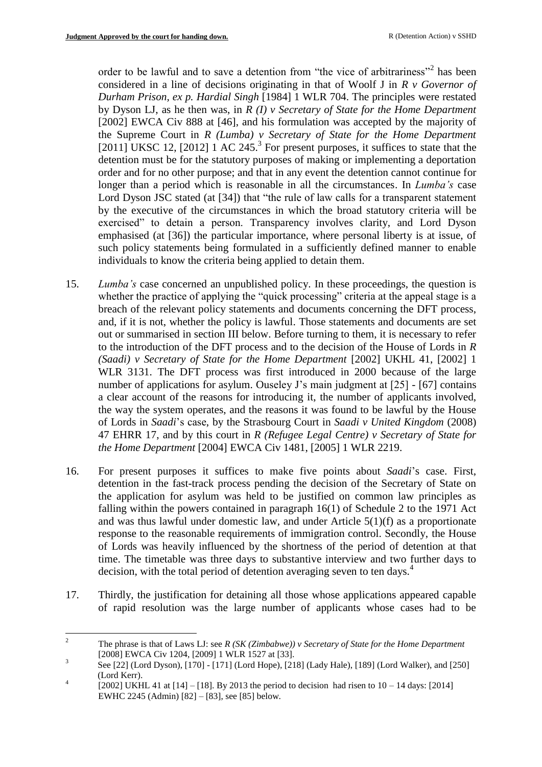order to be lawful and to save a detention from "the vice of arbitrariness"[2] has been considered in a line of decisions originating in that of Woolf J in *R v Governor of Durham Prison, ex p. Hardial Singh* [1984] 1 WLR 704. The principles were restated by Dyson LJ, as he then was, in *R (I) v Secretary of State for the Home Department* [2002] EWCA Civ 888 at [46], and his formulation was accepted by the majority of the Supreme Court in *R (Lumba) v Secretary of State for the Home Department* [2011] UKSC 12, [2012] 1 AC 245.[3] For present purposes, it suffices to state that the detention must be for the statutory purposes of making or implementing a deportation order and for no other purpose; and that in any event the detention cannot continue for longer than a period which is reasonable in all the circumstances. In *Lumba's* case Lord Dyson JSC stated (at [34]) that "the rule of law calls for a transparent statement by the executive of the circumstances in which the broad statutory criteria will be exercised" to detain a person. Transparency involves clarity, and Lord Dyson emphasised (at [36]) the particular importance, where personal liberty is at issue, of such policy statements being formulated in a sufficiently defined manner to enable individuals to know the criteria being applied to detain them.

15. *Lumba's* case concerned an unpublished policy. In these proceedings, the question is whether the practice of applying the "quick processing" criteria at the appeal stage is a breach of the relevant policy statements and documents concerning the DFT process, and, if it is not, whether the policy is lawful. Those statements and documents are set out or summarised in section III below. Before turning to them, it is necessary to refer to the introduction of the DFT process and to the decision of the House of Lords in *R (Saadi) v Secretary of State for the Home Department* [2002] UKHL 41, [2002] 1 WLR 3131. The DFT process was first introduced in 2000 because of the large number of applications for asylum. Ouseley J's main judgment at [25] - [67] contains a clear account of the reasons for introducing it, the number of applicants involved, the way the system operates, and the reasons it was found to be lawful by the House of Lords in *Saadi*'s case, by the Strasbourg Court in *Saadi v United Kingdom* (2008) 47 EHRR 17, and by this court in *R (Refugee Legal Centre) v Secretary of State for the Home Department* [2004] EWCA Civ 1481, [2005] 1 WLR 2219.

16. For present purposes it suffices to make five points about *Saadi*'s case. First, detention in the fast-track process pending the decision of the Secretary of State on the application for asylum was held to be justified on common law principles as falling within the powers contained in paragraph 16(1) of Schedule 2 to the 1971 Act and was thus lawful under domestic law, and under Article 5(1)(f) as a proportionate response to the reasonable requirements of immigration control. Secondly, the House of Lords was heavily influenced by the shortness of the period of detention at that time. The timetable was three days to substantive interview and two further days to decision, with the total period of detention averaging seven to ten days.[4]

17. Thirdly, the justification for detaining all those whose applications appeared capable of rapid resolution was the large number of applicants whose cases had to be

---

[2] The phrase is that of Laws LJ: see *R (SK (Zimbabwe)) v Secretary of State for the Home Department* [2008] EWCA Civ 1204, [2009] 1 WLR 1527 at [33].

[3] See [22] (Lord Dyson), [170] - [171] (Lord Hope), [218] (Lady Hale), [189] (Lord Walker), and [250] (Lord Kerr).

[4] [2002] UKHL 41 at [14] – [18]. By 2013 the period to decision had risen to 10 – 14 days: [2014] EWHC 2245 (Admin) [82] – [83], see [85] below.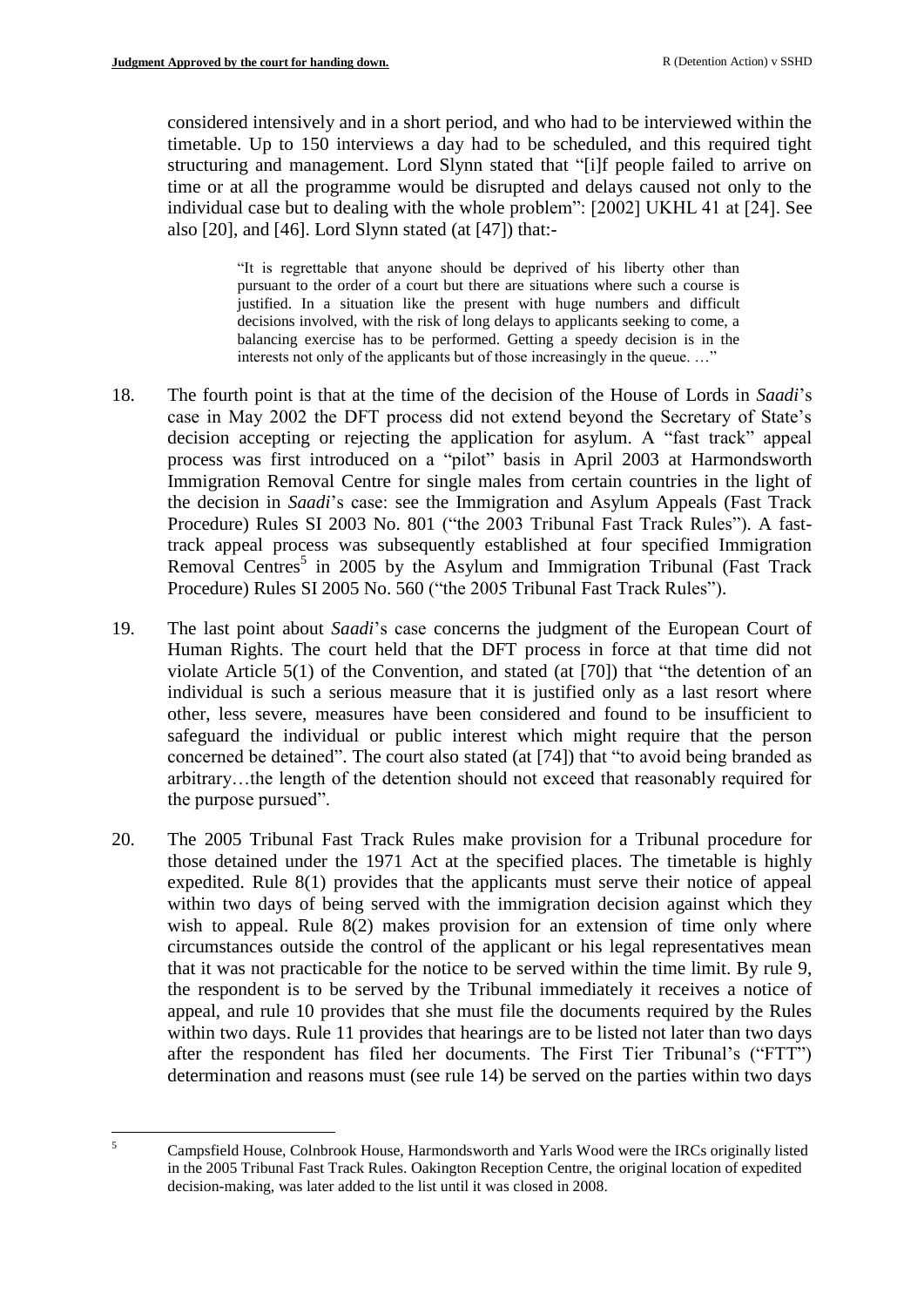considered intensively and in a short period, and who had to be interviewed within the timetable. Up to 150 interviews a day had to be scheduled, and this required tight structuring and management. Lord Slynn stated that "[i]f people failed to arrive on time or at all the programme would be disrupted and delays caused not only to the individual case but to dealing with the whole problem": [2002] UKHL 41 at [24]. See also [20], and [46]. Lord Slynn stated (at [47]) that:-

> "It is regrettable that anyone should be deprived of his liberty other than pursuant to the order of a court but there are situations where such a course is justified. In a situation like the present with huge numbers and difficult decisions involved, with the risk of long delays to applicants seeking to come, a balancing exercise has to be performed. Getting a speedy decision is in the interests not only of the applicants but of those increasingly in the queue. …"

18. The fourth point is that at the time of the decision of the House of Lords in *Saadi*'s case in May 2002 the DFT process did not extend beyond the Secretary of State's decision accepting or rejecting the application for asylum. A "fast track" appeal process was first introduced on a "pilot" basis in April 2003 at Harmondsworth Immigration Removal Centre for single males from certain countries in the light of the decision in *Saadi*'s case: see the Immigration and Asylum Appeals (Fast Track Procedure) Rules SI 2003 No. 801 ("the 2003 Tribunal Fast Track Rules"). A fast-track appeal process was subsequently established at four specified Immigration Removal Centres[5] in 2005 by the Asylum and Immigration Tribunal (Fast Track Procedure) Rules SI 2005 No. 560 ("the 2005 Tribunal Fast Track Rules").

19. The last point about *Saadi*'s case concerns the judgment of the European Court of Human Rights. The court held that the DFT process in force at that time did not violate Article 5(1) of the Convention, and stated (at [70]) that "the detention of an individual is such a serious measure that it is justified only as a last resort where other, less severe, measures have been considered and found to be insufficient to safeguard the individual or public interest which might require that the person concerned be detained". The court also stated (at [74]) that "to avoid being branded as arbitrary…the length of the detention should not exceed that reasonably required for the purpose pursued".

20. The 2005 Tribunal Fast Track Rules make provision for a Tribunal procedure for those detained under the 1971 Act at the specified places. The timetable is highly expedited. Rule 8(1) provides that the applicants must serve their notice of appeal within two days of being served with the immigration decision against which they wish to appeal. Rule 8(2) makes provision for an extension of time only where circumstances outside the control of the applicant or his legal representatives mean that it was not practicable for the notice to be served within the time limit. By rule 9, the respondent is to be served by the Tribunal immediately it receives a notice of appeal, and rule 10 provides that she must file the documents required by the Rules within two days. Rule 11 provides that hearings are to be listed not later than two days after the respondent has filed her documents. The First Tier Tribunal's ("FTT") determination and reasons must (see rule 14) be served on the parties within two days

---

[5] Campsfield House, Colnbrook House, Harmondsworth and Yarls Wood were the IRCs originally listed in the 2005 Tribunal Fast Track Rules. Oakington Reception Centre, the original location of expedited decision-making, was later added to the list until it was closed in 2008.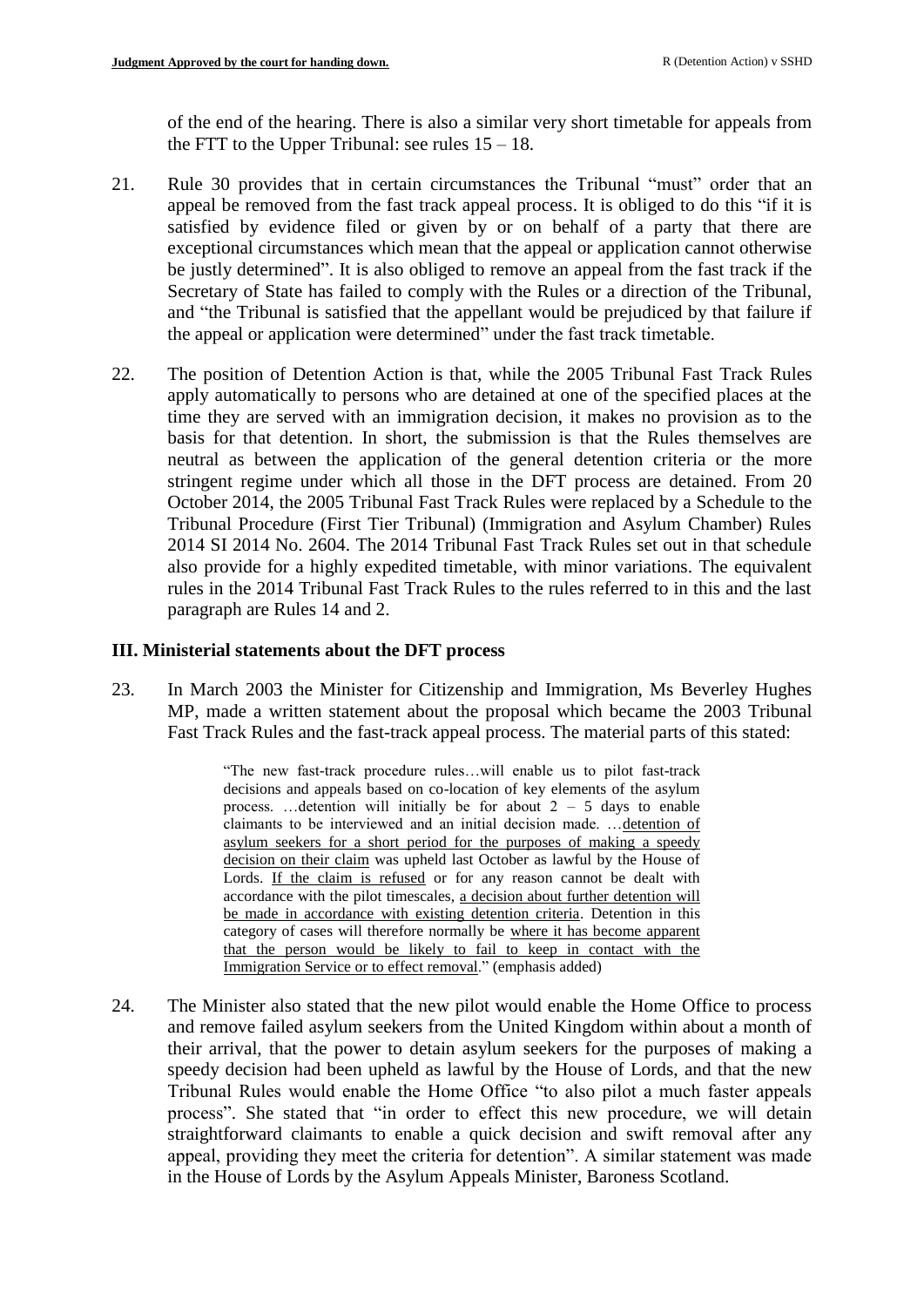of the end of the hearing. There is also a similar very short timetable for appeals from the FTT to the Upper Tribunal: see rules 15 – 18.

21. Rule 30 provides that in certain circumstances the Tribunal "must" order that an appeal be removed from the fast track appeal process. It is obliged to do this "if it is satisfied by evidence filed or given by or on behalf of a party that there are exceptional circumstances which mean that the appeal or application cannot otherwise be justly determined". It is also obliged to remove an appeal from the fast track if the Secretary of State has failed to comply with the Rules or a direction of the Tribunal, and "the Tribunal is satisfied that the appellant would be prejudiced by that failure if the appeal or application were determined" under the fast track timetable.

22. The position of Detention Action is that, while the 2005 Tribunal Fast Track Rules apply automatically to persons who are detained at one of the specified places at the time they are served with an immigration decision, it makes no provision as to the basis for that detention. In short, the submission is that the Rules themselves are neutral as between the application of the general detention criteria or the more stringent regime under which all those in the DFT process are detained. From 20 October 2014, the 2005 Tribunal Fast Track Rules were replaced by a Schedule to the Tribunal Procedure (First Tier Tribunal) (Immigration and Asylum Chamber) Rules 2014 SI 2014 No. 2604. The 2014 Tribunal Fast Track Rules set out in that schedule also provide for a highly expedited timetable, with minor variations. The equivalent rules in the 2014 Tribunal Fast Track Rules to the rules referred to in this and the last paragraph are Rules 14 and 2.

### III. Ministerial statements about the DFT process

23. In March 2003 the Minister for Citizenship and Immigration, Ms Beverley Hughes MP, made a written statement about the proposal which became the 2003 Tribunal Fast Track Rules and the fast-track appeal process. The material parts of this stated:

> "The new fast-track procedure rules…will enable us to pilot fast-track decisions and appeals based on co-location of key elements of the asylum process. …detention will initially be for about 2 – 5 days to enable claimants to be interviewed and an initial decision made. …<u>detention of asylum seekers for a short period for the purposes of making a speedy decision on their claim</u> was upheld last October as lawful by the House of Lords. <u>If the claim is refused</u> or for any reason cannot be dealt with accordance with the pilot timescales, <u>a decision about further detention will be made in accordance with existing detention criteria</u>. Detention in this category of cases will therefore normally be <u>where it has become apparent that the person would be likely to fail to keep in contact with the Immigration Service or to effect removal</u>." (emphasis added)

24. The Minister also stated that the new pilot would enable the Home Office to process and remove failed asylum seekers from the United Kingdom within about a month of their arrival, that the power to detain asylum seekers for the purposes of making a speedy decision had been upheld as lawful by the House of Lords, and that the new Tribunal Rules would enable the Home Office "to also pilot a much faster appeals process". She stated that "in order to effect this new procedure, we will detain straightforward claimants to enable a quick decision and swift removal after any appeal, providing they meet the criteria for detention". A similar statement was made in the House of Lords by the Asylum Appeals Minister, Baroness Scotland.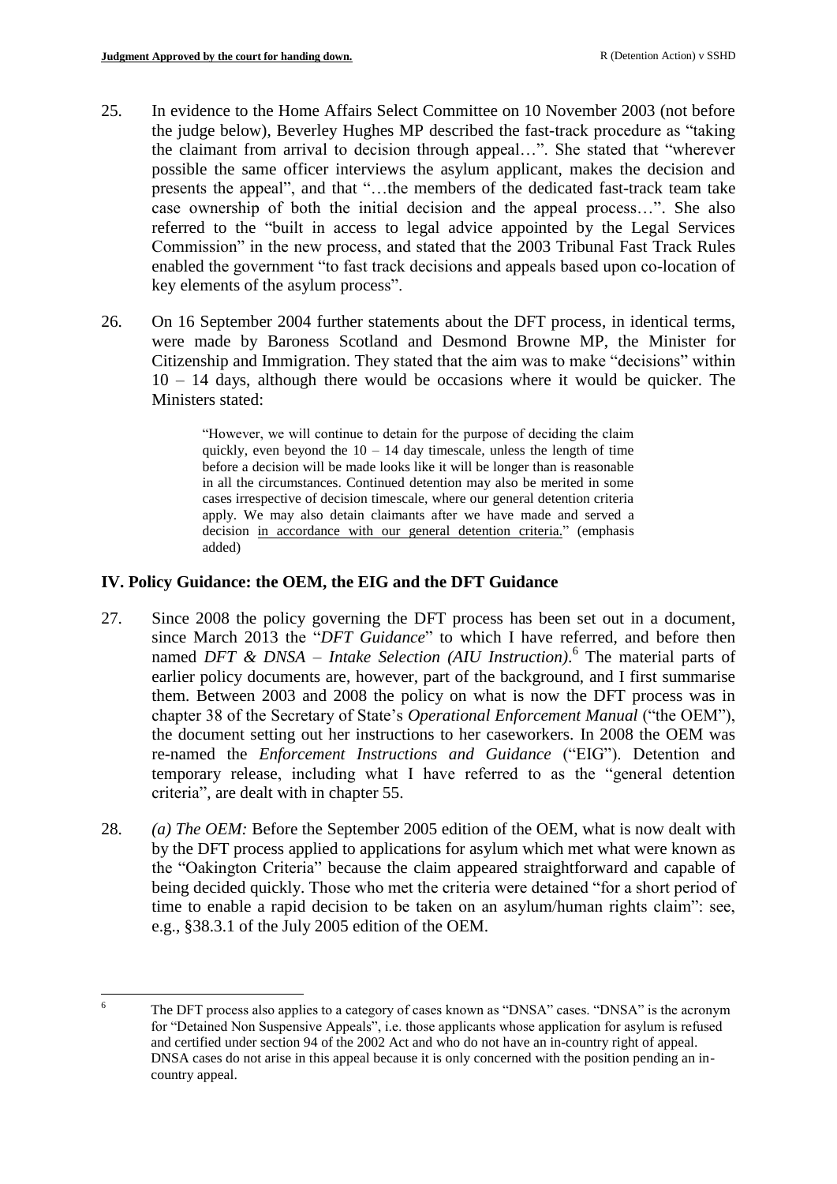25. In evidence to the Home Affairs Select Committee on 10 November 2003 (not before the judge below), Beverley Hughes MP described the fast-track procedure as "taking the claimant from arrival to decision through appeal…". She stated that "wherever possible the same officer interviews the asylum applicant, makes the decision and presents the appeal", and that "…the members of the dedicated fast-track team take case ownership of both the initial decision and the appeal process…". She also referred to the "built in access to legal advice appointed by the Legal Services Commission" in the new process, and stated that the 2003 Tribunal Fast Track Rules enabled the government "to fast track decisions and appeals based upon co-location of key elements of the asylum process".

26. On 16 September 2004 further statements about the DFT process, in identical terms, were made by Baroness Scotland and Desmond Browne MP, the Minister for Citizenship and Immigration. They stated that the aim was to make "decisions" within 10 – 14 days, although there would be occasions where it would be quicker. The Ministers stated:

> "However, we will continue to detain for the purpose of deciding the claim quickly, even beyond the 10 – 14 day timescale, unless the length of time before a decision will be made looks like it will be longer than is reasonable in all the circumstances. Continued detention may also be merited in some cases irrespective of decision timescale, where our general detention criteria apply. We may also detain claimants after we have made and served a decision <u>in accordance with our general detention criteria</u>." (emphasis added)

## IV. Policy Guidance: the OEM, the EIG and the DFT Guidance

27. Since 2008 the policy governing the DFT process has been set out in a document, since March 2013 the "*DFT Guidance*" to which I have referred, and before then named *DFT & DNSA – Intake Selection (AIU Instruction)*.[6] The material parts of earlier policy documents are, however, part of the background, and I first summarise them. Between 2003 and 2008 the policy on what is now the DFT process was in chapter 38 of the Secretary of State's *Operational Enforcement Manual* ("the OEM"), the document setting out her instructions to her caseworkers. In 2008 the OEM was re-named the *Enforcement Instructions and Guidance* ("EIG"). Detention and temporary release, including what I have referred to as the "general detention criteria", are dealt with in chapter 55.

28. *(a) The OEM:* Before the September 2005 edition of the OEM, what is now dealt with by the DFT process applied to applications for asylum which met what were known as the "Oakington Criteria" because the claim appeared straightforward and capable of being decided quickly. Those who met the criteria were detained "for a short period of time to enable a rapid decision to be taken on an asylum/human rights claim": see, e.g., §38.3.1 of the July 2005 edition of the OEM.

---

[6] The DFT process also applies to a category of cases known as "DNSA" cases. "DNSA" is the acronym for "Detained Non Suspensive Appeals", i.e. those applicants whose application for asylum is refused and certified under section 94 of the 2002 Act and who do not have an in-country right of appeal. DNSA cases do not arise in this appeal because it is only concerned with the position pending an in-country appeal.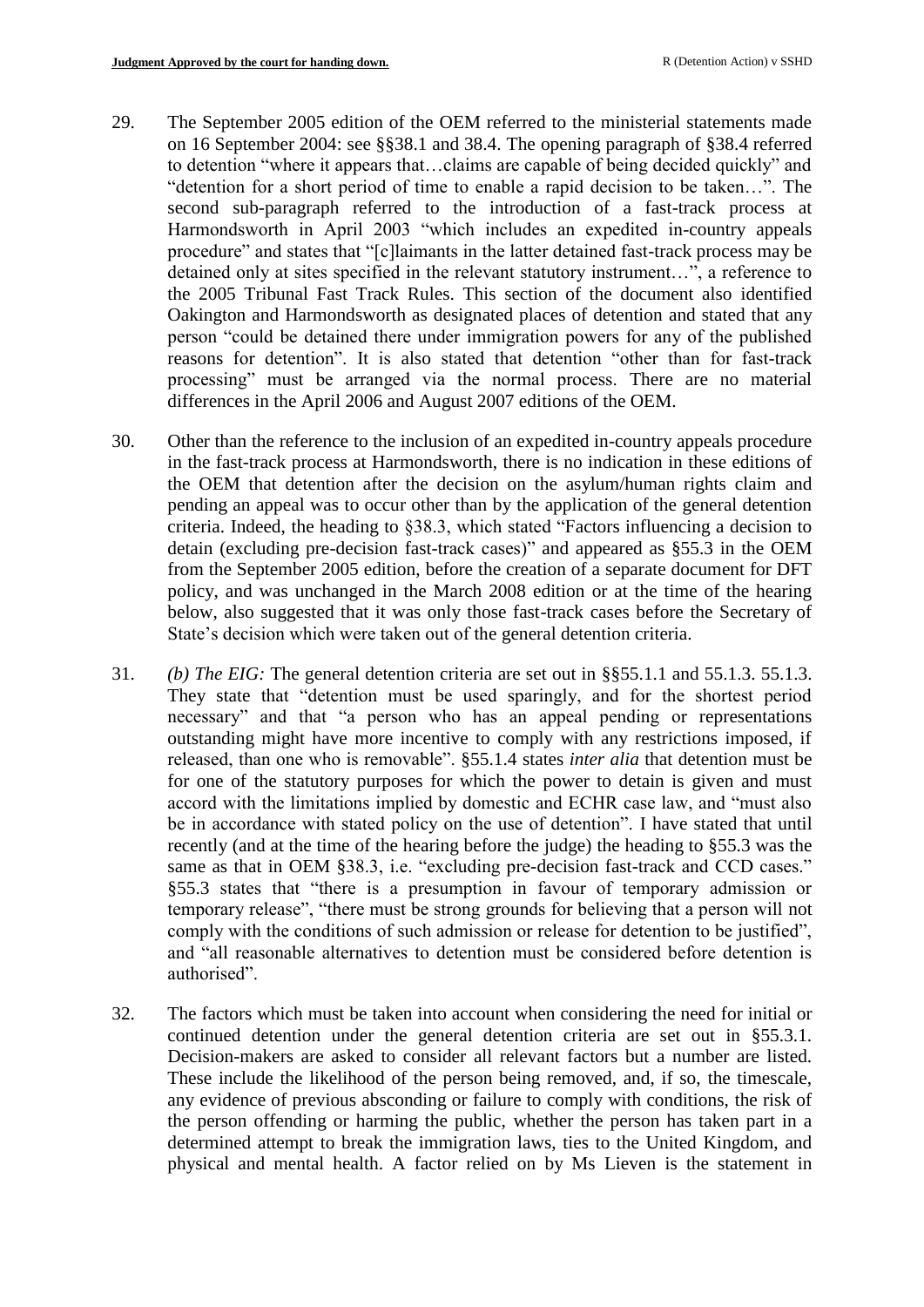29. The September 2005 edition of the OEM referred to the ministerial statements made on 16 September 2004: see §§38.1 and 38.4. The opening paragraph of §38.4 referred to detention "where it appears that…claims are capable of being decided quickly" and "detention for a short period of time to enable a rapid decision to be taken…". The second sub-paragraph referred to the introduction of a fast-track process at Harmondsworth in April 2003 "which includes an expedited in-country appeals procedure" and states that "[c]laimants in the latter detained fast-track process may be detained only at sites specified in the relevant statutory instrument…", a reference to the 2005 Tribunal Fast Track Rules. This section of the document also identified Oakington and Harmondsworth as designated places of detention and stated that any person "could be detained there under immigration powers for any of the published reasons for detention". It is also stated that detention "other than for fast-track processing" must be arranged via the normal process. There are no material differences in the April 2006 and August 2007 editions of the OEM.

30. Other than the reference to the inclusion of an expedited in-country appeals procedure in the fast-track process at Harmondsworth, there is no indication in these editions of the OEM that detention after the decision on the asylum/human rights claim and pending an appeal was to occur other than by the application of the general detention criteria. Indeed, the heading to §38.3, which stated "Factors influencing a decision to detain (excluding pre-decision fast-track cases)" and appeared as §55.3 in the OEM from the September 2005 edition, before the creation of a separate document for DFT policy, and was unchanged in the March 2008 edition or at the time of the hearing below, also suggested that it was only those fast-track cases before the Secretary of State's decision which were taken out of the general detention criteria.

31. *(b) The EIG:* The general detention criteria are set out in §§55.1.1 and 55.1.3. 55.1.3. They state that "detention must be used sparingly, and for the shortest period necessary" and that "a person who has an appeal pending or representations outstanding might have more incentive to comply with any restrictions imposed, if released, than one who is removable". §55.1.4 states *inter alia* that detention must be for one of the statutory purposes for which the power to detain is given and must accord with the limitations implied by domestic and ECHR case law, and "must also be in accordance with stated policy on the use of detention". I have stated that until recently (and at the time of the hearing before the judge) the heading to §55.3 was the same as that in OEM §38.3, i.e. "excluding pre-decision fast-track and CCD cases." §55.3 states that "there is a presumption in favour of temporary admission or temporary release", "there must be strong grounds for believing that a person will not comply with the conditions of such admission or release for detention to be justified", and "all reasonable alternatives to detention must be considered before detention is authorised".

32. The factors which must be taken into account when considering the need for initial or continued detention under the general detention criteria are set out in §55.3.1. Decision-makers are asked to consider all relevant factors but a number are listed. These include the likelihood of the person being removed, and, if so, the timescale, any evidence of previous absconding or failure to comply with conditions, the risk of the person offending or harming the public, whether the person has taken part in a determined attempt to break the immigration laws, ties to the United Kingdom, and physical and mental health. A factor relied on by Ms Lieven is the statement in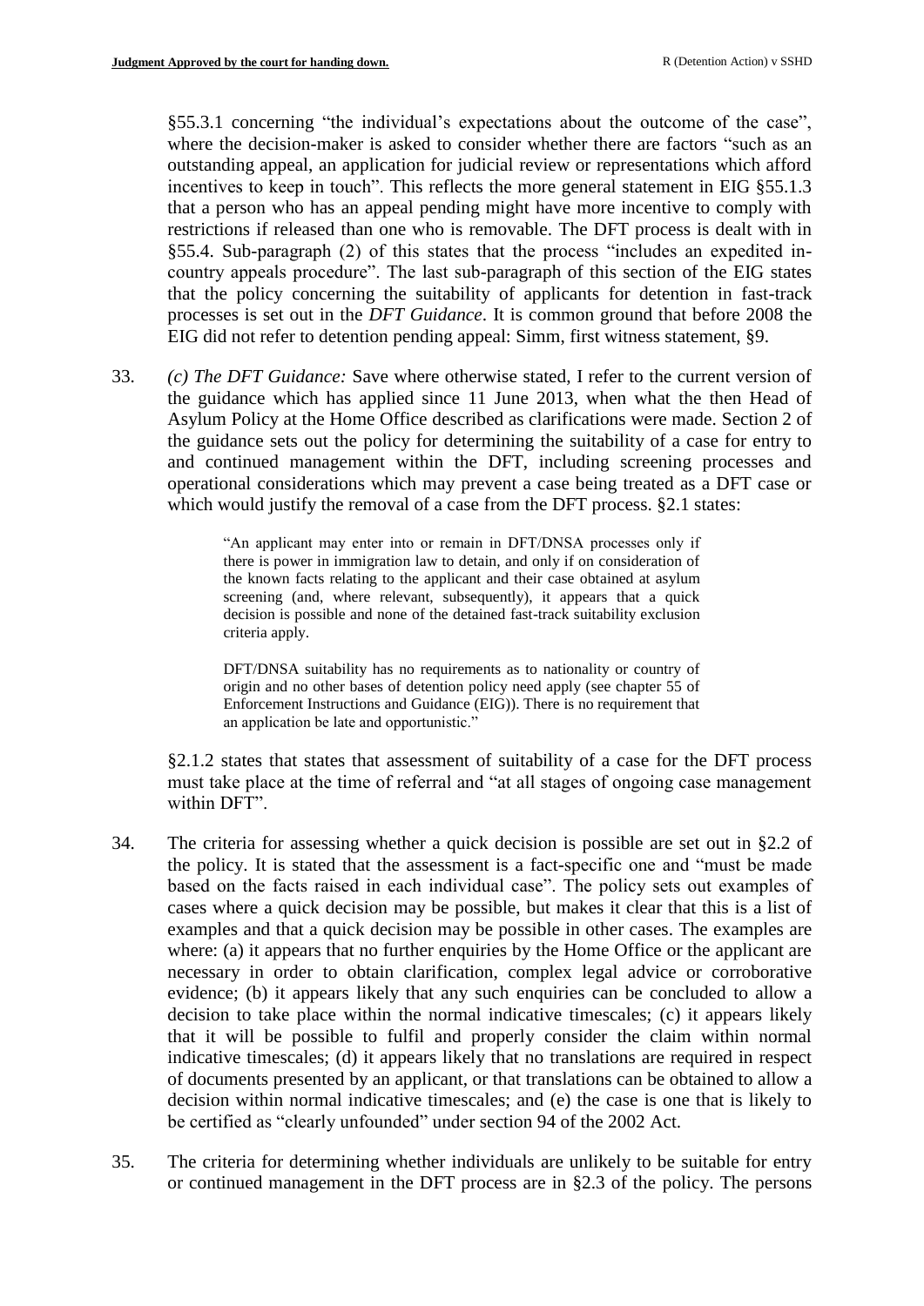§55.3.1 concerning "the individual's expectations about the outcome of the case", where the decision-maker is asked to consider whether there are factors "such as an outstanding appeal, an application for judicial review or representations which afford incentives to keep in touch". This reflects the more general statement in EIG §55.1.3 that a person who has an appeal pending might have more incentive to comply with restrictions if released than one who is removable. The DFT process is dealt with in §55.4. Sub-paragraph (2) of this states that the process "includes an expedited in-country appeals procedure". The last sub-paragraph of this section of the EIG states that the policy concerning the suitability of applicants for detention in fast-track processes is set out in the *DFT Guidance*. It is common ground that before 2008 the EIG did not refer to detention pending appeal: Simm, first witness statement, §9.

33. *(c) The DFT Guidance:* Save where otherwise stated, I refer to the current version of the guidance which has applied since 11 June 2013, when what the then Head of Asylum Policy at the Home Office described as clarifications were made. Section 2 of the guidance sets out the policy for determining the suitability of a case for entry to and continued management within the DFT, including screening processes and operational considerations which may prevent a case being treated as a DFT case or which would justify the removal of a case from the DFT process. §2.1 states:

> "An applicant may enter into or remain in DFT/DNSA processes only if there is power in immigration law to detain, and only if on consideration of the known facts relating to the applicant and their case obtained at asylum screening (and, where relevant, subsequently), it appears that a quick decision is possible and none of the detained fast-track suitability exclusion criteria apply.
>
> DFT/DNSA suitability has no requirements as to nationality or country of origin and no other bases of detention policy need apply (see chapter 55 of Enforcement Instructions and Guidance (EIG)). There is no requirement that an application be late and opportunistic."

§2.1.2 states that states that assessment of suitability of a case for the DFT process must take place at the time of referral and "at all stages of ongoing case management within DFT".

34. The criteria for assessing whether a quick decision is possible are set out in §2.2 of the policy. It is stated that the assessment is a fact-specific one and "must be made based on the facts raised in each individual case". The policy sets out examples of cases where a quick decision may be possible, but makes it clear that this is a list of examples and that a quick decision may be possible in other cases. The examples are where: (a) it appears that no further enquiries by the Home Office or the applicant are necessary in order to obtain clarification, complex legal advice or corroborative evidence; (b) it appears likely that any such enquiries can be concluded to allow a decision to take place within the normal indicative timescales; (c) it appears likely that it will be possible to fulfil and properly consider the claim within normal indicative timescales; (d) it appears likely that no translations are required in respect of documents presented by an applicant, or that translations can be obtained to allow a decision within normal indicative timescales; and (e) the case is one that is likely to be certified as "clearly unfounded" under section 94 of the 2002 Act.

35. The criteria for determining whether individuals are unlikely to be suitable for entry or continued management in the DFT process are in §2.3 of the policy. The persons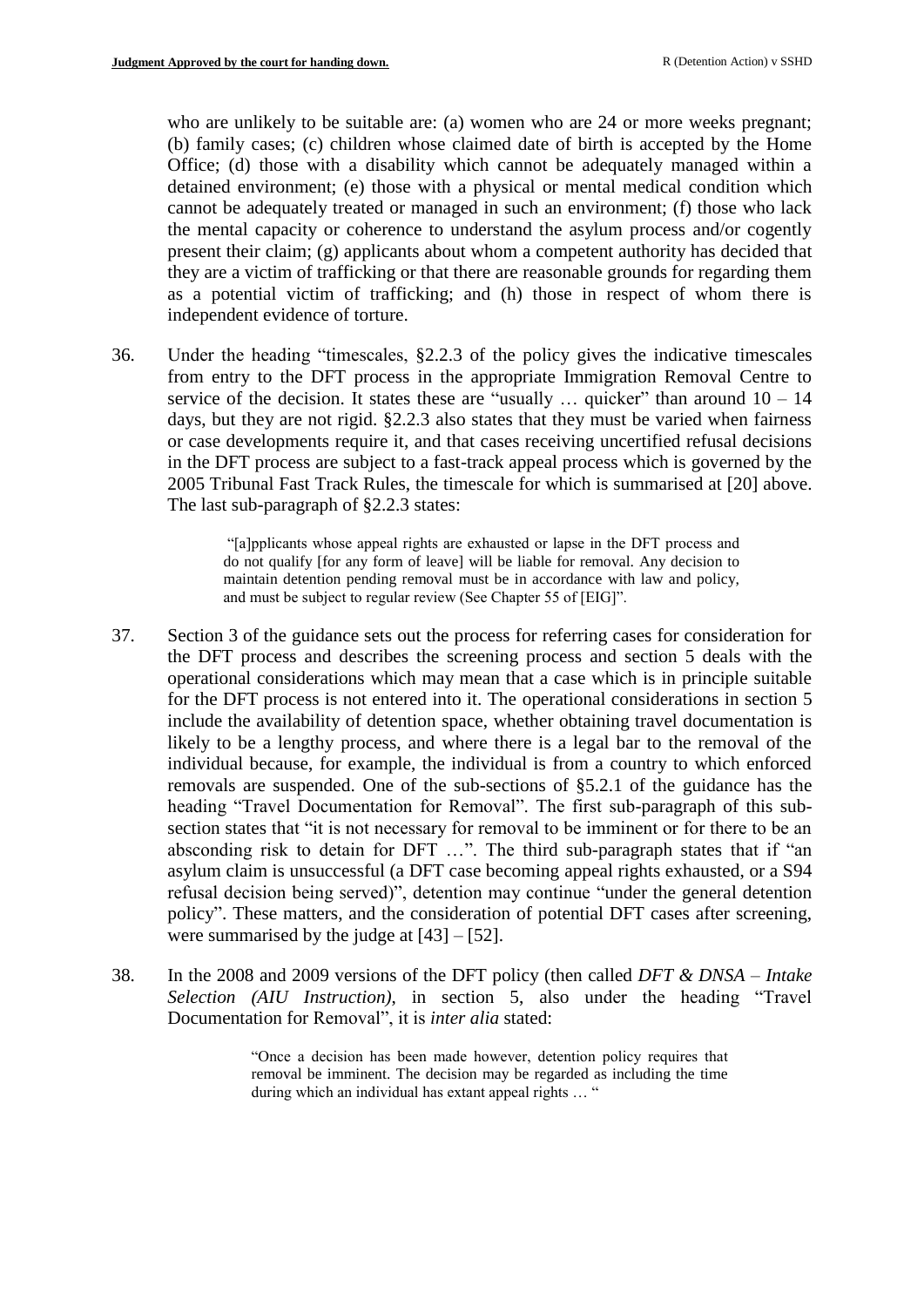who are unlikely to be suitable are: (a) women who are 24 or more weeks pregnant; (b) family cases; (c) children whose claimed date of birth is accepted by the Home Office; (d) those with a disability which cannot be adequately managed within a detained environment; (e) those with a physical or mental medical condition which cannot be adequately treated or managed in such an environment; (f) those who lack the mental capacity or coherence to understand the asylum process and/or cogently present their claim; (g) applicants about whom a competent authority has decided that they are a victim of trafficking or that there are reasonable grounds for regarding them as a potential victim of trafficking; and (h) those in respect of whom there is independent evidence of torture.

36. Under the heading "timescales, §2.2.3 of the policy gives the indicative timescales from entry to the DFT process in the appropriate Immigration Removal Centre to service of the decision. It states these are "usually … quicker" than around 10 – 14 days, but they are not rigid. §2.2.3 also states that they must be varied when fairness or case developments require it, and that cases receiving uncertified refusal decisions in the DFT process are subject to a fast-track appeal process which is governed by the 2005 Tribunal Fast Track Rules, the timescale for which is summarised at [20] above. The last sub-paragraph of §2.2.3 states:

> "[a]pplicants whose appeal rights are exhausted or lapse in the DFT process and do not qualify [for any form of leave] will be liable for removal. Any decision to maintain detention pending removal must be in accordance with law and policy, and must be subject to regular review (See Chapter 55 of [EIG]".

37. Section 3 of the guidance sets out the process for referring cases for consideration for the DFT process and describes the screening process and section 5 deals with the operational considerations which may mean that a case which is in principle suitable for the DFT process is not entered into it. The operational considerations in section 5 include the availability of detention space, whether obtaining travel documentation is likely to be a lengthy process, and where there is a legal bar to the removal of the individual because, for example, the individual is from a country to which enforced removals are suspended. One of the sub-sections of §5.2.1 of the guidance has the heading "Travel Documentation for Removal". The first sub-paragraph of this sub-section states that "it is not necessary for removal to be imminent or for there to be an absconding risk to detain for DFT …". The third sub-paragraph states that if "an asylum claim is unsuccessful (a DFT case becoming appeal rights exhausted, or a S94 refusal decision being served)", detention may continue "under the general detention policy". These matters, and the consideration of potential DFT cases after screening, were summarised by the judge at [43] – [52].

38. In the 2008 and 2009 versions of the DFT policy (then called *DFT & DNSA – Intake Selection (AIU Instruction)*, in section 5, also under the heading "Travel Documentation for Removal", it is *inter alia* stated:

> "Once a decision has been made however, detention policy requires that removal be imminent. The decision may be regarded as including the time during which an individual has extant appeal rights … "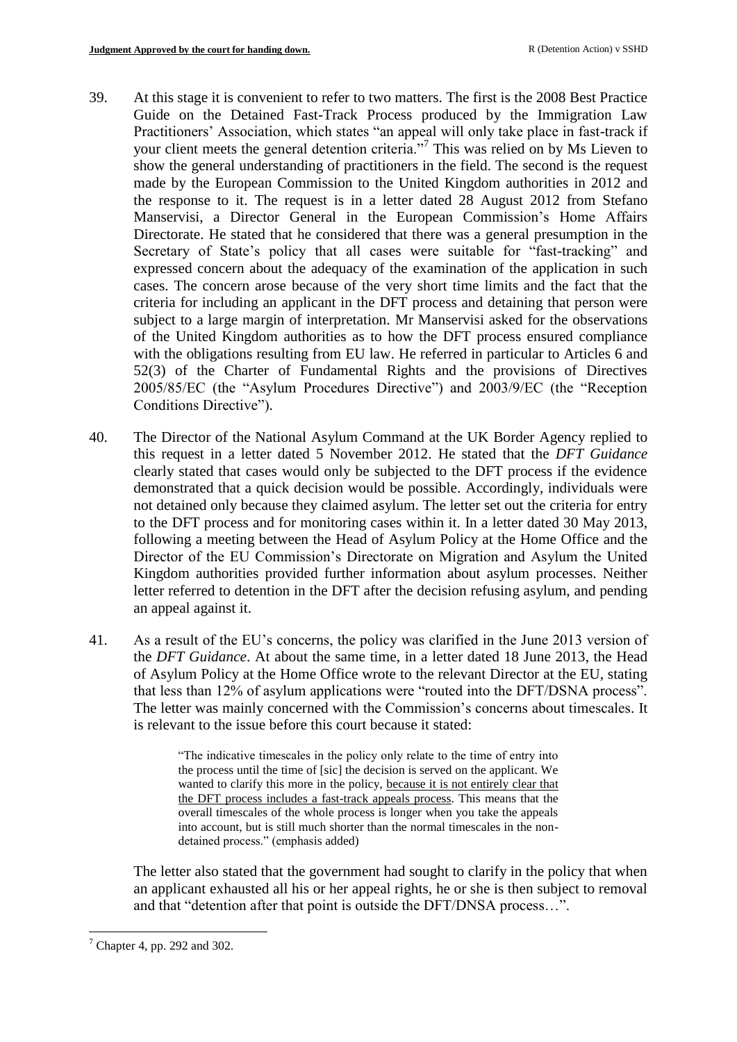39. At this stage it is convenient to refer to two matters. The first is the 2008 Best Practice Guide on the Detained Fast-Track Process produced by the Immigration Law Practitioners' Association, which states "an appeal will only take place in fast-track if your client meets the general detention criteria."[7] This was relied on by Ms Lieven to show the general understanding of practitioners in the field. The second is the request made by the European Commission to the United Kingdom authorities in 2012 and the response to it. The request is in a letter dated 28 August 2012 from Stefano Manservisi, a Director General in the European Commission's Home Affairs Directorate. He stated that he considered that there was a general presumption in the Secretary of State's policy that all cases were suitable for "fast-tracking" and expressed concern about the adequacy of the examination of the application in such cases. The concern arose because of the very short time limits and the fact that the criteria for including an applicant in the DFT process and detaining that person were subject to a large margin of interpretation. Mr Manservisi asked for the observations of the United Kingdom authorities as to how the DFT process ensured compliance with the obligations resulting from EU law. He referred in particular to Articles 6 and 52(3) of the Charter of Fundamental Rights and the provisions of Directives 2005/85/EC (the "Asylum Procedures Directive") and 2003/9/EC (the "Reception Conditions Directive").

40. The Director of the National Asylum Command at the UK Border Agency replied to this request in a letter dated 5 November 2012. He stated that the *DFT Guidance* clearly stated that cases would only be subjected to the DFT process if the evidence demonstrated that a quick decision would be possible. Accordingly, individuals were not detained only because they claimed asylum. The letter set out the criteria for entry to the DFT process and for monitoring cases within it. In a letter dated 30 May 2013, following a meeting between the Head of Asylum Policy at the Home Office and the Director of the EU Commission's Directorate on Migration and Asylum the United Kingdom authorities provided further information about asylum processes. Neither letter referred to detention in the DFT after the decision refusing asylum, and pending an appeal against it.

41. As a result of the EU's concerns, the policy was clarified in the June 2013 version of the *DFT Guidance*. At about the same time, in a letter dated 18 June 2013, the Head of Asylum Policy at the Home Office wrote to the relevant Director at the EU, stating that less than 12% of asylum applications were "routed into the DFT/DSNA process". The letter was mainly concerned with the Commission's concerns about timescales. It is relevant to the issue before this court because it stated:

> "The indicative timescales in the policy only relate to the time of entry into the process until the time of [sic] the decision is served on the applicant. We wanted to clarify this more in the policy, <u>because it is not entirely clear that the DFT process includes a fast-track appeals process</u>. This means that the overall timescales of the whole process is longer when you take the appeals into account, but is still much shorter than the normal timescales in the non-detained process." (emphasis added)

The letter also stated that the government had sought to clarify in the policy that when an applicant exhausted all his or her appeal rights, he or she is then subject to removal and that "detention after that point is outside the DFT/DNSA process…".

[7] Chapter 4, pp. 292 and 302.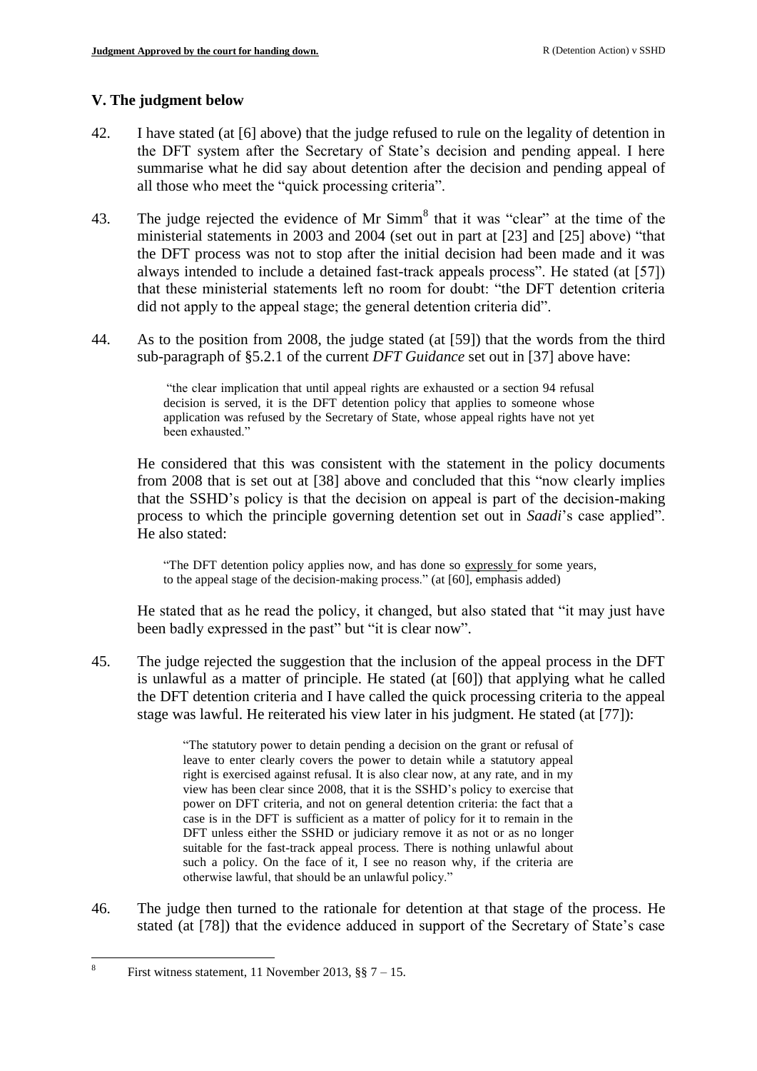## V. The judgment below

42. I have stated (at [6] above) that the judge refused to rule on the legality of detention in the DFT system after the Secretary of State's decision and pending appeal. I here summarise what he did say about detention after the decision and pending appeal of all those who meet the "quick processing criteria".

43. The judge rejected the evidence of Mr Simm[8] that it was "clear" at the time of the ministerial statements in 2003 and 2004 (set out in part at [23] and [25] above) "that the DFT process was not to stop after the initial decision had been made and it was always intended to include a detained fast-track appeals process". He stated (at [57]) that these ministerial statements left no room for doubt: "the DFT detention criteria did not apply to the appeal stage; the general detention criteria did".

44. As to the position from 2008, the judge stated (at [59]) that the words from the third sub-paragraph of §5.2.1 of the current *DFT Guidance* set out in [37] above have:

> "the clear implication that until appeal rights are exhausted or a section 94 refusal decision is served, it is the DFT detention policy that applies to someone whose application was refused by the Secretary of State, whose appeal rights have not yet been exhausted."

He considered that this was consistent with the statement in the policy documents from 2008 that is set out at [38] above and concluded that this "now clearly implies that the SSHD's policy is that the decision on appeal is part of the decision-making process to which the principle governing detention set out in *Saadi*'s case applied". He also stated:

> "The DFT detention policy applies now, and has done so <u>expressly</u> for some years, to the appeal stage of the decision-making process." (at [60], emphasis added)

He stated that as he read the policy, it changed, but also stated that "it may just have been badly expressed in the past" but "it is clear now".

45. The judge rejected the suggestion that the inclusion of the appeal process in the DFT is unlawful as a matter of principle. He stated (at [60]) that applying what he called the DFT detention criteria and I have called the quick processing criteria to the appeal stage was lawful. He reiterated his view later in his judgment. He stated (at [77]):

> "The statutory power to detain pending a decision on the grant or refusal of leave to enter clearly covers the power to detain while a statutory appeal right is exercised against refusal. It is also clear now, at any rate, and in my view has been clear since 2008, that it is the SSHD's policy to exercise that power on DFT criteria, and not on general detention criteria: the fact that a case is in the DFT is sufficient as a matter of policy for it to remain in the DFT unless either the SSHD or judiciary remove it as not or as no longer suitable for the fast-track appeal process. There is nothing unlawful about such a policy. On the face of it, I see no reason why, if the criteria are otherwise lawful, that should be an unlawful policy."

46. The judge then turned to the rationale for detention at that stage of the process. He stated (at [78]) that the evidence adduced in support of the Secretary of State's case

---

[8] First witness statement, 11 November 2013, §§ 7 – 15.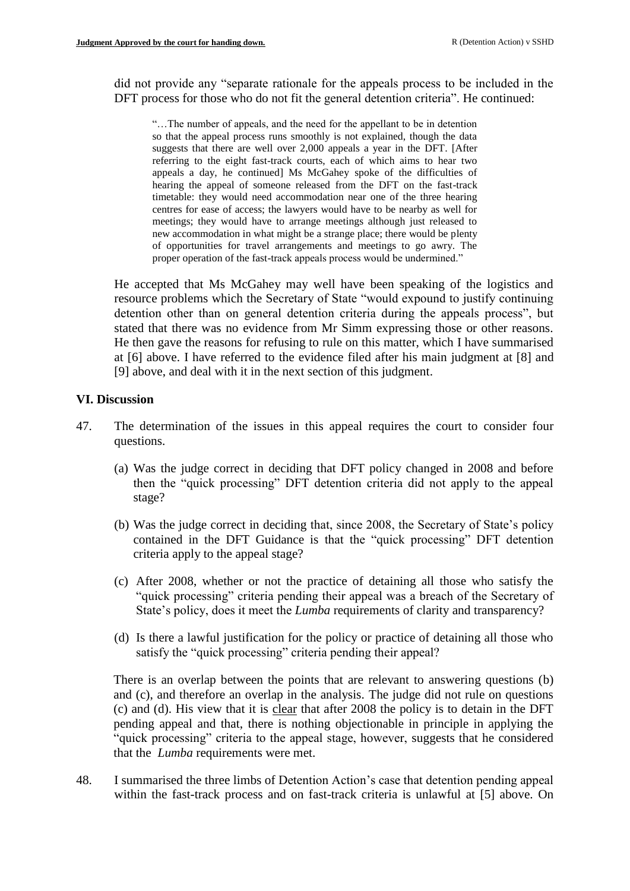did not provide any "separate rationale for the appeals process to be included in the DFT process for those who do not fit the general detention criteria". He continued:

> "…The number of appeals, and the need for the appellant to be in detention so that the appeal process runs smoothly is not explained, though the data suggests that there are well over 2,000 appeals a year in the DFT. [After referring to the eight fast-track courts, each of which aims to hear two appeals a day, he continued] Ms McGahey spoke of the difficulties of hearing the appeal of someone released from the DFT on the fast-track timetable: they would need accommodation near one of the three hearing centres for ease of access; the lawyers would have to be nearby as well for meetings; they would have to arrange meetings although just released to new accommodation in what might be a strange place; there would be plenty of opportunities for travel arrangements and meetings to go awry. The proper operation of the fast-track appeals process would be undermined."

He accepted that Ms McGahey may well have been speaking of the logistics and resource problems which the Secretary of State "would expound to justify continuing detention other than on general detention criteria during the appeals process", but stated that there was no evidence from Mr Simm expressing those or other reasons. He then gave the reasons for refusing to rule on this matter, which I have summarised at [6] above. I have referred to the evidence filed after his main judgment at [8] and [9] above, and deal with it in the next section of this judgment.

## VI. Discussion

47. The determination of the issues in this appeal requires the court to consider four questions.

    (a) Was the judge correct in deciding that DFT policy changed in 2008 and before then the "quick processing" DFT detention criteria did not apply to the appeal stage?

    (b) Was the judge correct in deciding that, since 2008, the Secretary of State's policy contained in the DFT Guidance is that the "quick processing" DFT detention criteria apply to the appeal stage?

    (c) After 2008, whether or not the practice of detaining all those who satisfy the "quick processing" criteria pending their appeal was a breach of the Secretary of State's policy, does it meet the *Lumba* requirements of clarity and transparency?

    (d) Is there a lawful justification for the policy or practice of detaining all those who satisfy the "quick processing" criteria pending their appeal?

    There is an overlap between the points that are relevant to answering questions (b) and (c), and therefore an overlap in the analysis. The judge did not rule on questions (c) and (d). His view that it is clear that after 2008 the policy is to detain in the DFT pending appeal and that, there is nothing objectionable in principle in applying the "quick processing" criteria to the appeal stage, however, suggests that he considered that the *Lumba* requirements were met.

48. I summarised the three limbs of Detention Action's case that detention pending appeal within the fast-track process and on fast-track criteria is unlawful at [5] above. On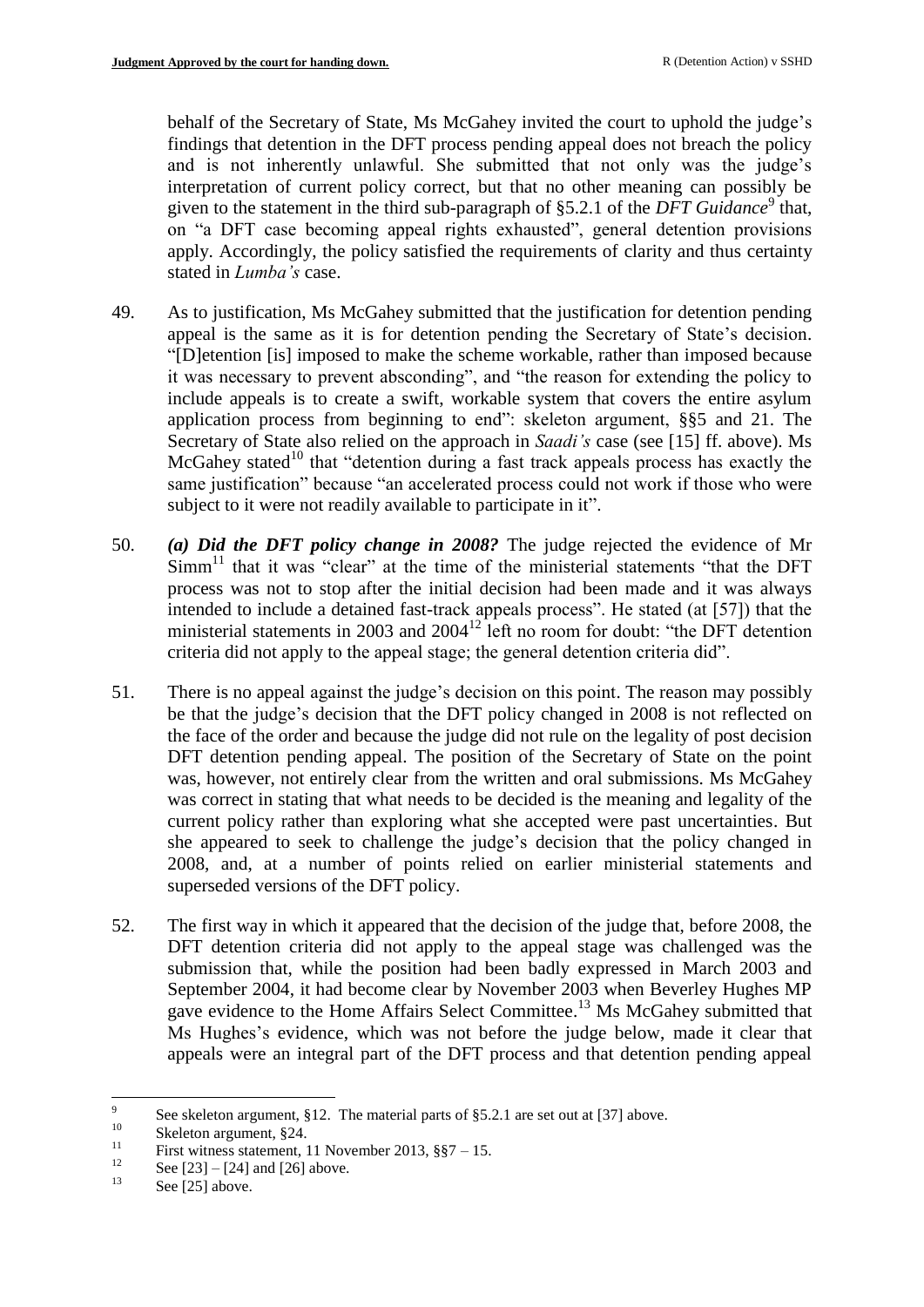behalf of the Secretary of State, Ms McGahey invited the court to uphold the judge's findings that detention in the DFT process pending appeal does not breach the policy and is not inherently unlawful. She submitted that not only was the judge's interpretation of current policy correct, but that no other meaning can possibly be given to the statement in the third sub-paragraph of §5.2.1 of the *DFT Guidance*[9] that, on "a DFT case becoming appeal rights exhausted", general detention provisions apply. Accordingly, the policy satisfied the requirements of clarity and thus certainty stated in *Lumba's* case.

49. As to justification, Ms McGahey submitted that the justification for detention pending appeal is the same as it is for detention pending the Secretary of State's decision. "[D]etention [is] imposed to make the scheme workable, rather than imposed because it was necessary to prevent absconding", and "the reason for extending the policy to include appeals is to create a swift, workable system that covers the entire asylum application process from beginning to end": skeleton argument, §§5 and 21. The Secretary of State also relied on the approach in *Saadi's* case (see [15] ff. above). Ms McGahey stated[10] that "detention during a fast track appeals process has exactly the same justification" because "an accelerated process could not work if those who were subject to it were not readily available to participate in it".

50. ***(a) Did the DFT policy change in 2008?*** The judge rejected the evidence of Mr Simm[11] that it was "clear" at the time of the ministerial statements "that the DFT process was not to stop after the initial decision had been made and it was always intended to include a detained fast-track appeals process". He stated (at [57]) that the ministerial statements in 2003 and 2004[12] left no room for doubt: "the DFT detention criteria did not apply to the appeal stage; the general detention criteria did".

51. There is no appeal against the judge's decision on this point. The reason may possibly be that the judge's decision that the DFT policy changed in 2008 is not reflected on the face of the order and because the judge did not rule on the legality of post decision DFT detention pending appeal. The position of the Secretary of State on the point was, however, not entirely clear from the written and oral submissions. Ms McGahey was correct in stating that what needs to be decided is the meaning and legality of the current policy rather than exploring what she accepted were past uncertainties. But she appeared to seek to challenge the judge's decision that the policy changed in 2008, and, at a number of points relied on earlier ministerial statements and superseded versions of the DFT policy.

52. The first way in which it appeared that the decision of the judge that, before 2008, the DFT detention criteria did not apply to the appeal stage was challenged was the submission that, while the position had been badly expressed in March 2003 and September 2004, it had become clear by November 2003 when Beverley Hughes MP gave evidence to the Home Affairs Select Committee.[13] Ms McGahey submitted that Ms Hughes's evidence, which was not before the judge below, made it clear that appeals were an integral part of the DFT process and that detention pending appeal

---

[9] See skeleton argument, §12. The material parts of §5.2.1 are set out at [37] above.

[10] Skeleton argument, §24.

[11] First witness statement, 11 November 2013, §§7 – 15.

[12] See [23] – [24] and [26] above.

[13] See [25] above.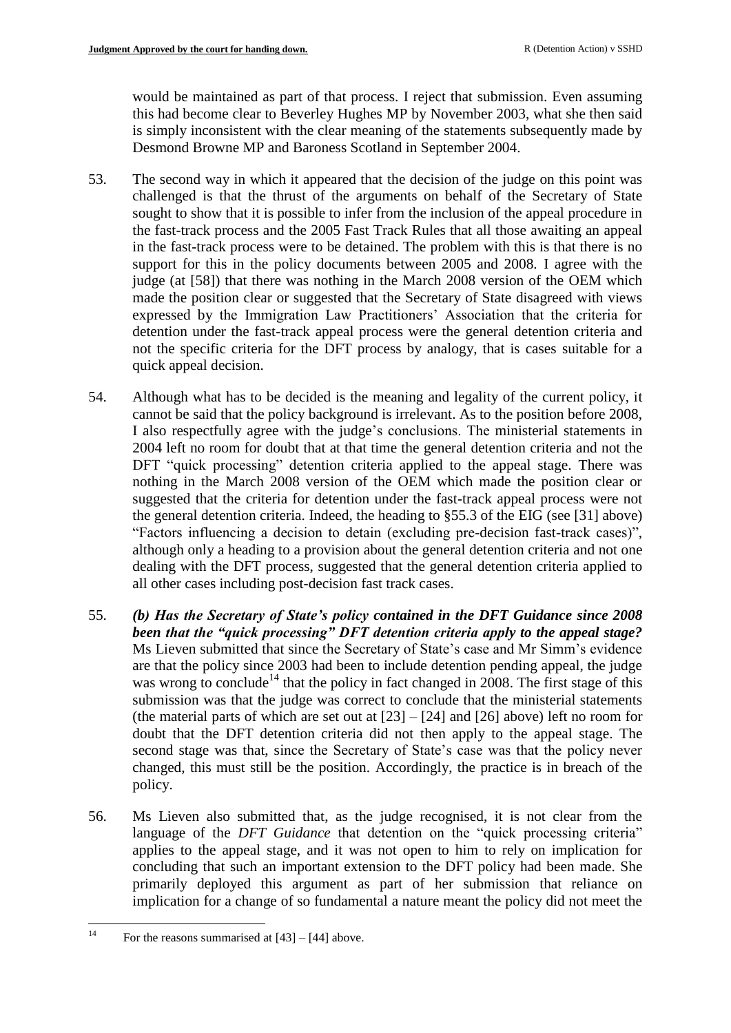would be maintained as part of that process. I reject that submission. Even assuming this had become clear to Beverley Hughes MP by November 2003, what she then said is simply inconsistent with the clear meaning of the statements subsequently made by Desmond Browne MP and Baroness Scotland in September 2004.

53. The second way in which it appeared that the decision of the judge on this point was challenged is that the thrust of the arguments on behalf of the Secretary of State sought to show that it is possible to infer from the inclusion of the appeal procedure in the fast-track process and the 2005 Fast Track Rules that all those awaiting an appeal in the fast-track process were to be detained. The problem with this is that there is no support for this in the policy documents between 2005 and 2008. I agree with the judge (at [58]) that there was nothing in the March 2008 version of the OEM which made the position clear or suggested that the Secretary of State disagreed with views expressed by the Immigration Law Practitioners' Association that the criteria for detention under the fast-track appeal process were the general detention criteria and not the specific criteria for the DFT process by analogy, that is cases suitable for a quick appeal decision.

54. Although what has to be decided is the meaning and legality of the current policy, it cannot be said that the policy background is irrelevant. As to the position before 2008, I also respectfully agree with the judge's conclusions. The ministerial statements in 2004 left no room for doubt that at that time the general detention criteria and not the DFT "quick processing" detention criteria applied to the appeal stage. There was nothing in the March 2008 version of the OEM which made the position clear or suggested that the criteria for detention under the fast-track appeal process were not the general detention criteria. Indeed, the heading to §55.3 of the EIG (see [31] above) "Factors influencing a decision to detain (excluding pre-decision fast-track cases)", although only a heading to a provision about the general detention criteria and not one dealing with the DFT process, suggested that the general detention criteria applied to all other cases including post-decision fast track cases.

55. ***(b) Has the Secretary of State's policy contained in the DFT Guidance since 2008 been that the "quick processing" DFT detention criteria apply to the appeal stage?*** Ms Lieven submitted that since the Secretary of State's case and Mr Simm's evidence are that the policy since 2003 had been to include detention pending appeal, the judge was wrong to conclude[14] that the policy in fact changed in 2008. The first stage of this submission was that the judge was correct to conclude that the ministerial statements (the material parts of which are set out at [23] – [24] and [26] above) left no room for doubt that the DFT detention criteria did not then apply to the appeal stage. The second stage was that, since the Secretary of State's case was that the policy never changed, this must still be the position. Accordingly, the practice is in breach of the policy.

56. Ms Lieven also submitted that, as the judge recognised, it is not clear from the language of the *DFT Guidance* that detention on the "quick processing criteria" applies to the appeal stage, and it was not open to him to rely on implication for concluding that such an important extension to the DFT policy had been made. She primarily deployed this argument as part of her submission that reliance on implication for a change of so fundamental a nature meant the policy did not meet the

[14] For the reasons summarised at [43] – [44] above.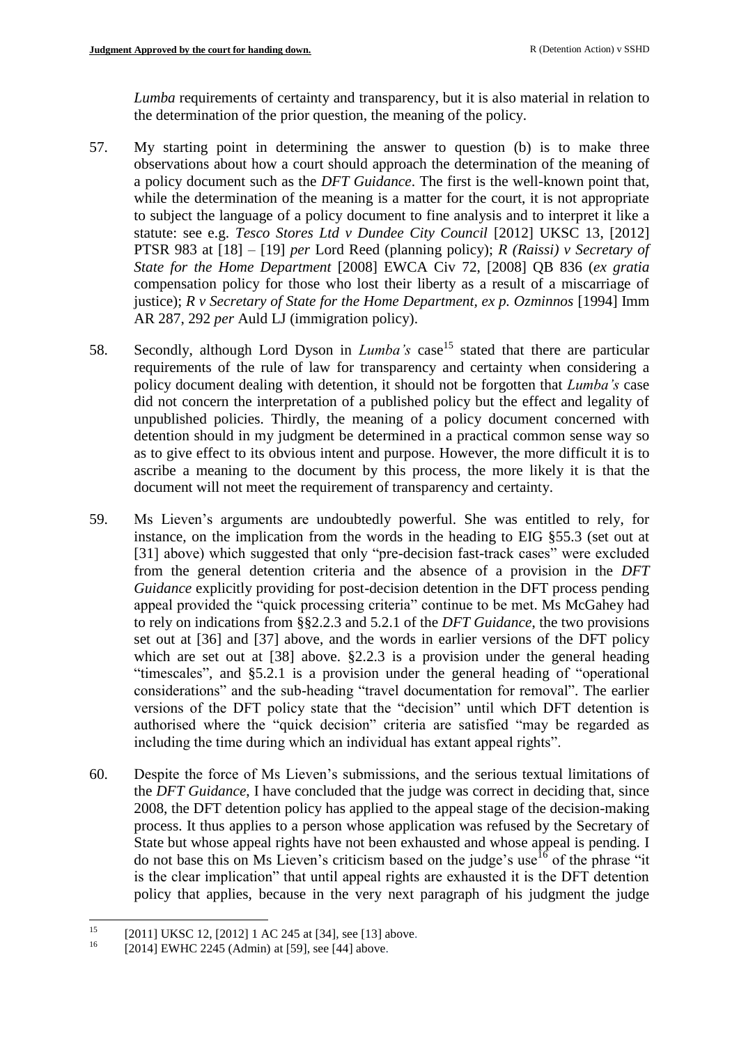*Lumba* requirements of certainty and transparency, but it is also material in relation to the determination of the prior question, the meaning of the policy.

57. My starting point in determining the answer to question (b) is to make three observations about how a court should approach the determination of the meaning of a policy document such as the *DFT Guidance*. The first is the well-known point that, while the determination of the meaning is a matter for the court, it is not appropriate to subject the language of a policy document to fine analysis and to interpret it like a statute: see e.g. *Tesco Stores Ltd v Dundee City Council* [2012] UKSC 13, [2012] PTSR 983 at [18] – [19] *per* Lord Reed (planning policy); *R (Raissi) v Secretary of State for the Home Department* [2008] EWCA Civ 72, [2008] QB 836 (*ex gratia* compensation policy for those who lost their liberty as a result of a miscarriage of justice); *R v Secretary of State for the Home Department, ex p. Ozminnos* [1994] Imm AR 287, 292 *per* Auld LJ (immigration policy).

58. Secondly, although Lord Dyson in *Lumba's* case[15] stated that there are particular requirements of the rule of law for transparency and certainty when considering a policy document dealing with detention, it should not be forgotten that *Lumba's* case did not concern the interpretation of a published policy but the effect and legality of unpublished policies. Thirdly, the meaning of a policy document concerned with detention should in my judgment be determined in a practical common sense way so as to give effect to its obvious intent and purpose. However, the more difficult it is to ascribe a meaning to the document by this process, the more likely it is that the document will not meet the requirement of transparency and certainty.

59. Ms Lieven's arguments are undoubtedly powerful. She was entitled to rely, for instance, on the implication from the words in the heading to EIG §55.3 (set out at [31] above) which suggested that only "pre-decision fast-track cases" were excluded from the general detention criteria and the absence of a provision in the *DFT Guidance* explicitly providing for post-decision detention in the DFT process pending appeal provided the "quick processing criteria" continue to be met. Ms McGahey had to rely on indications from §§2.2.3 and 5.2.1 of the *DFT Guidance*, the two provisions set out at [36] and [37] above, and the words in earlier versions of the DFT policy which are set out at [38] above. §2.2.3 is a provision under the general heading "timescales", and §5.2.1 is a provision under the general heading of "operational considerations" and the sub-heading "travel documentation for removal". The earlier versions of the DFT policy state that the "decision" until which DFT detention is authorised where the "quick decision" criteria are satisfied "may be regarded as including the time during which an individual has extant appeal rights".

60. Despite the force of Ms Lieven's submissions, and the serious textual limitations of the *DFT Guidance*, I have concluded that the judge was correct in deciding that, since 2008, the DFT detention policy has applied to the appeal stage of the decision-making process. It thus applies to a person whose application was refused by the Secretary of State but whose appeal rights have not been exhausted and whose appeal is pending. I do not base this on Ms Lieven's criticism based on the judge's use[16] of the phrase "it is the clear implication" that until appeal rights are exhausted it is the DFT detention policy that applies, because in the very next paragraph of his judgment the judge

---

[15] [2011] UKSC 12, [2012] 1 AC 245 at [34], see [13] above.

[16] [2014] EWHC 2245 (Admin) at [59], see [44] above.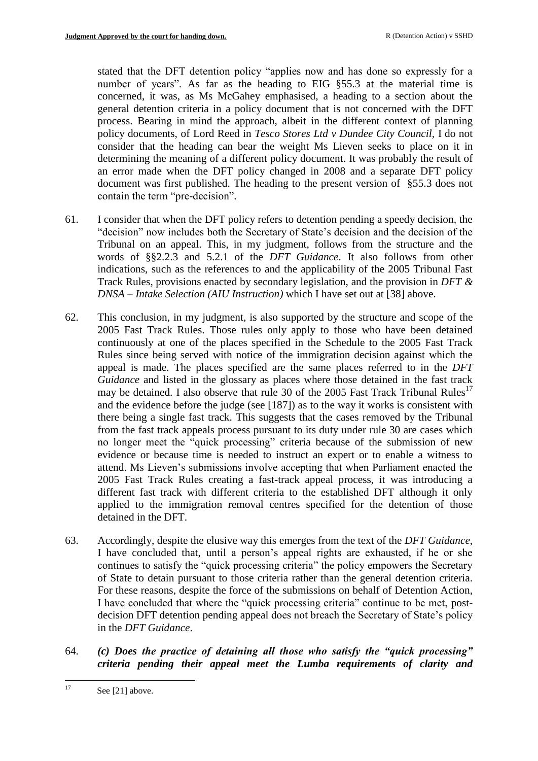stated that the DFT detention policy "applies now and has done so expressly for a number of years". As far as the heading to EIG §55.3 at the material time is concerned, it was, as Ms McGahey emphasised, a heading to a section about the general detention criteria in a policy document that is not concerned with the DFT process. Bearing in mind the approach, albeit in the different context of planning policy documents, of Lord Reed in *Tesco Stores Ltd v Dundee City Council*, I do not consider that the heading can bear the weight Ms Lieven seeks to place on it in determining the meaning of a different policy document. It was probably the result of an error made when the DFT policy changed in 2008 and a separate DFT policy document was first published. The heading to the present version of §55.3 does not contain the term "pre-decision".

61. I consider that when the DFT policy refers to detention pending a speedy decision, the "decision" now includes both the Secretary of State's decision and the decision of the Tribunal on an appeal. This, in my judgment, follows from the structure and the words of §§2.2.3 and 5.2.1 of the *DFT Guidance*. It also follows from other indications, such as the references to and the applicability of the 2005 Tribunal Fast Track Rules, provisions enacted by secondary legislation, and the provision in *DFT & DNSA – Intake Selection (AIU Instruction)* which I have set out at [38] above.

62. This conclusion, in my judgment, is also supported by the structure and scope of the 2005 Fast Track Rules. Those rules only apply to those who have been detained continuously at one of the places specified in the Schedule to the 2005 Fast Track Rules since being served with notice of the immigration decision against which the appeal is made. The places specified are the same places referred to in the *DFT Guidance* and listed in the glossary as places where those detained in the fast track may be detained. I also observe that rule 30 of the 2005 Fast Track Tribunal Rules[17] and the evidence before the judge (see [187]) as to the way it works is consistent with there being a single fast track. This suggests that the cases removed by the Tribunal from the fast track appeals process pursuant to its duty under rule 30 are cases which no longer meet the "quick processing" criteria because of the submission of new evidence or because time is needed to instruct an expert or to enable a witness to attend. Ms Lieven's submissions involve accepting that when Parliament enacted the 2005 Fast Track Rules creating a fast-track appeal process, it was introducing a different fast track with different criteria to the established DFT although it only applied to the immigration removal centres specified for the detention of those detained in the DFT.

63. Accordingly, despite the elusive way this emerges from the text of the *DFT Guidance*, I have concluded that, until a person's appeal rights are exhausted, if he or she continues to satisfy the "quick processing criteria" the policy empowers the Secretary of State to detain pursuant to those criteria rather than the general detention criteria. For these reasons, despite the force of the submissions on behalf of Detention Action, I have concluded that where the "quick processing criteria" continue to be met, post-decision DFT detention pending appeal does not breach the Secretary of State's policy in the *DFT Guidance*.

64. ***(c) Does the practice of detaining all those who satisfy the "quick processing" criteria pending their appeal meet the Lumba requirements of clarity and***

---

[17] See [21] above.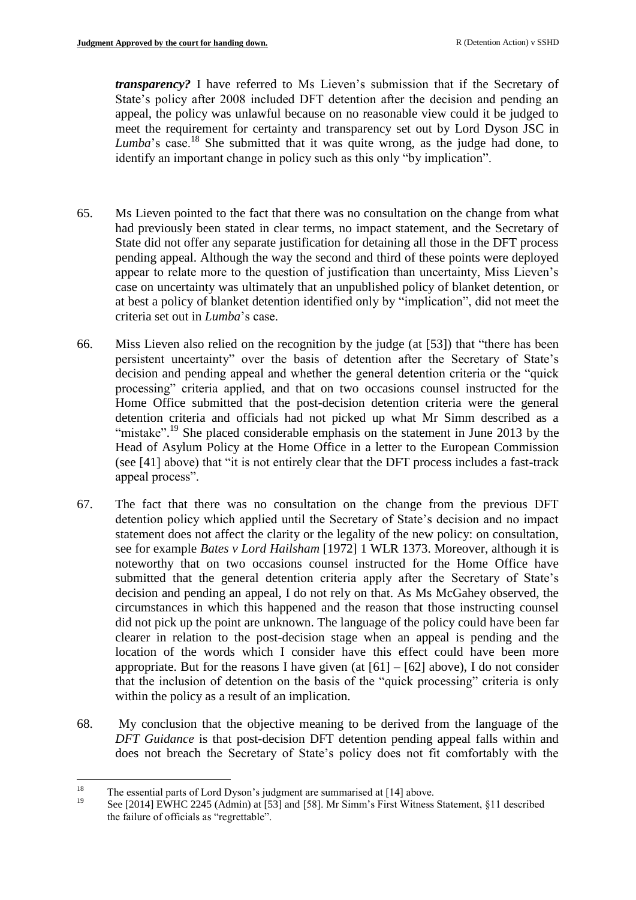***transparency?*** I have referred to Ms Lieven's submission that if the Secretary of State's policy after 2008 included DFT detention after the decision and pending an appeal, the policy was unlawful because on no reasonable view could it be judged to meet the requirement for certainty and transparency set out by Lord Dyson JSC in *Lumba*'s case.[18] She submitted that it was quite wrong, as the judge had done, to identify an important change in policy such as this only "by implication".

65. Ms Lieven pointed to the fact that there was no consultation on the change from what had previously been stated in clear terms, no impact statement, and the Secretary of State did not offer any separate justification for detaining all those in the DFT process pending appeal. Although the way the second and third of these points were deployed appear to relate more to the question of justification than uncertainty, Miss Lieven's case on uncertainty was ultimately that an unpublished policy of blanket detention, or at best a policy of blanket detention identified only by "implication", did not meet the criteria set out in *Lumba*'s case.

66. Miss Lieven also relied on the recognition by the judge (at [53]) that "there has been persistent uncertainty" over the basis of detention after the Secretary of State's decision and pending appeal and whether the general detention criteria or the "quick processing" criteria applied, and that on two occasions counsel instructed for the Home Office submitted that the post-decision detention criteria were the general detention criteria and officials had not picked up what Mr Simm described as a "mistake".[19] She placed considerable emphasis on the statement in June 2013 by the Head of Asylum Policy at the Home Office in a letter to the European Commission (see [41] above) that "it is not entirely clear that the DFT process includes a fast-track appeal process".

67. The fact that there was no consultation on the change from the previous DFT detention policy which applied until the Secretary of State's decision and no impact statement does not affect the clarity or the legality of the new policy: on consultation, see for example *Bates v Lord Hailsham* [1972] 1 WLR 1373. Moreover, although it is noteworthy that on two occasions counsel instructed for the Home Office have submitted that the general detention criteria apply after the Secretary of State's decision and pending an appeal, I do not rely on that. As Ms McGahey observed, the circumstances in which this happened and the reason that those instructing counsel did not pick up the point are unknown. The language of the policy could have been far clearer in relation to the post-decision stage when an appeal is pending and the location of the words which I consider have this effect could have been more appropriate. But for the reasons I have given (at [61] – [62] above), I do not consider that the inclusion of detention on the basis of the "quick processing" criteria is only within the policy as a result of an implication.

68. My conclusion that the objective meaning to be derived from the language of the *DFT Guidance* is that post-decision DFT detention pending appeal falls within and does not breach the Secretary of State's policy does not fit comfortably with the

---

[18] The essential parts of Lord Dyson's judgment are summarised at [14] above.

[19] See [2014] EWHC 2245 (Admin) at [53] and [58]. Mr Simm's First Witness Statement, §11 described the failure of officials as "regrettable".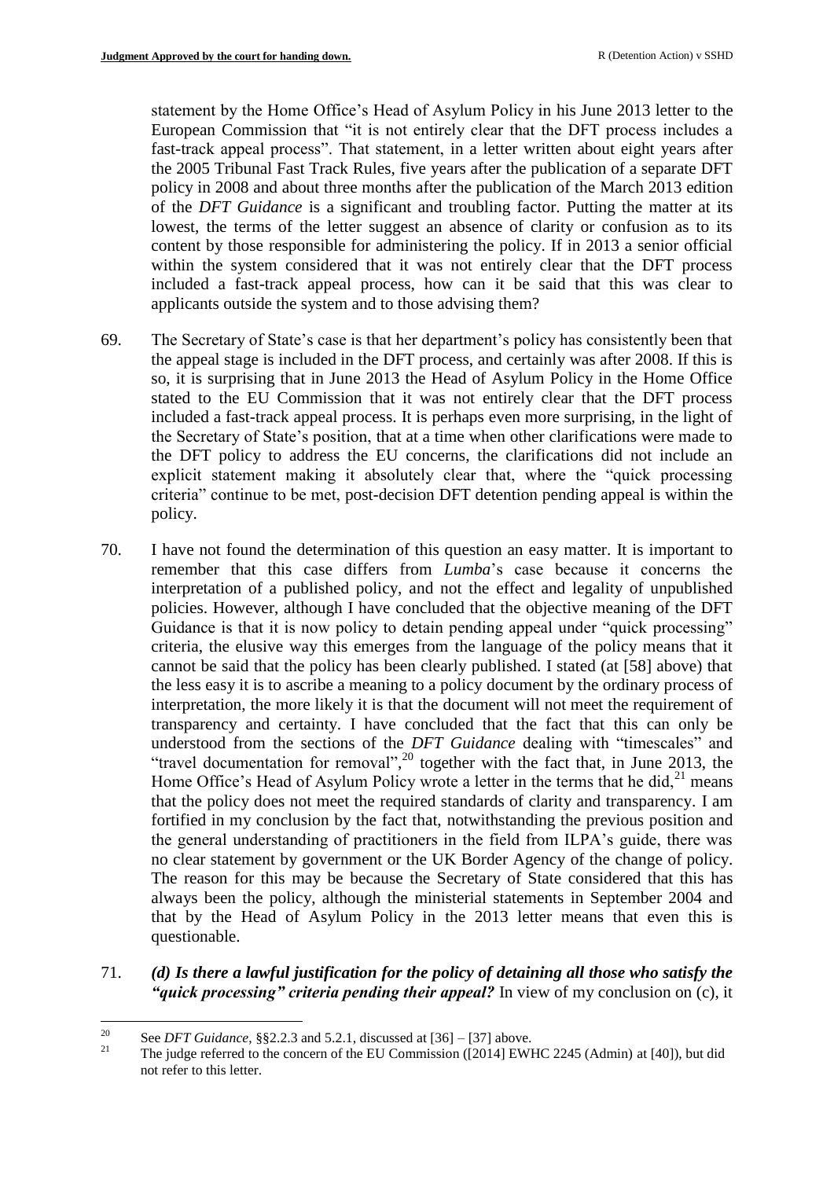statement by the Home Office's Head of Asylum Policy in his June 2013 letter to the European Commission that "it is not entirely clear that the DFT process includes a fast-track appeal process". That statement, in a letter written about eight years after the 2005 Tribunal Fast Track Rules, five years after the publication of a separate DFT policy in 2008 and about three months after the publication of the March 2013 edition of the *DFT Guidance* is a significant and troubling factor. Putting the matter at its lowest, the terms of the letter suggest an absence of clarity or confusion as to its content by those responsible for administering the policy. If in 2013 a senior official within the system considered that it was not entirely clear that the DFT process included a fast-track appeal process, how can it be said that this was clear to applicants outside the system and to those advising them?

69. The Secretary of State's case is that her department's policy has consistently been that the appeal stage is included in the DFT process, and certainly was after 2008. If this is so, it is surprising that in June 2013 the Head of Asylum Policy in the Home Office stated to the EU Commission that it was not entirely clear that the DFT process included a fast-track appeal process. It is perhaps even more surprising, in the light of the Secretary of State's position, that at a time when other clarifications were made to the DFT policy to address the EU concerns, the clarifications did not include an explicit statement making it absolutely clear that, where the "quick processing criteria" continue to be met, post-decision DFT detention pending appeal is within the policy.

70. I have not found the determination of this question an easy matter. It is important to remember that this case differs from *Lumba*'s case because it concerns the interpretation of a published policy, and not the effect and legality of unpublished policies. However, although I have concluded that the objective meaning of the DFT Guidance is that it is now policy to detain pending appeal under "quick processing" criteria, the elusive way this emerges from the language of the policy means that it cannot be said that the policy has been clearly published. I stated (at [58] above) that the less easy it is to ascribe a meaning to a policy document by the ordinary process of interpretation, the more likely it is that the document will not meet the requirement of transparency and certainty. I have concluded that the fact that this can only be understood from the sections of the *DFT Guidance* dealing with "timescales" and "travel documentation for removal",[20] together with the fact that, in June 2013, the Home Office's Head of Asylum Policy wrote a letter in the terms that he did,[21] means that the policy does not meet the required standards of clarity and transparency. I am fortified in my conclusion by the fact that, notwithstanding the previous position and the general understanding of practitioners in the field from ILPA's guide, there was no clear statement by government or the UK Border Agency of the change of policy. The reason for this may be because the Secretary of State considered that this has always been the policy, although the ministerial statements in September 2004 and that by the Head of Asylum Policy in the 2013 letter means that even this is questionable.

71. ***(d) Is there a lawful justification for the policy of detaining all those who satisfy the "quick processing" criteria pending their appeal?*** In view of my conclusion on (c), it

---

[20] See *DFT Guidance*, §§2.2.3 and 5.2.1, discussed at [36] – [37] above.

[21] The judge referred to the concern of the EU Commission ([2014] EWHC 2245 (Admin) at [40]), but did not refer to this letter.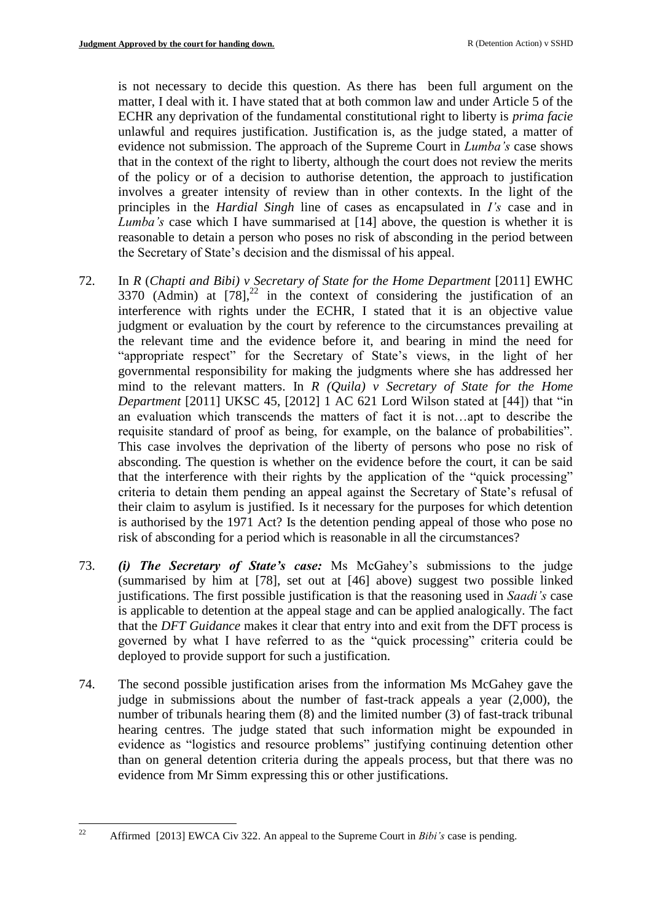is not necessary to decide this question. As there has been full argument on the matter, I deal with it. I have stated that at both common law and under Article 5 of the ECHR any deprivation of the fundamental constitutional right to liberty is *prima facie* unlawful and requires justification. Justification is, as the judge stated, a matter of evidence not submission. The approach of the Supreme Court in *Lumba's* case shows that in the context of the right to liberty, although the court does not review the merits of the policy or of a decision to authorise detention, the approach to justification involves a greater intensity of review than in other contexts. In the light of the principles in the *Hardial Singh* line of cases as encapsulated in *I's* case and in *Lumba's* case which I have summarised at [14] above, the question is whether it is reasonable to detain a person who poses no risk of absconding in the period between the Secretary of State's decision and the dismissal of his appeal.

72. In *R* (*Chapti and Bibi) v Secretary of State for the Home Department* [2011] EWHC 3370 (Admin) at [78],[22] in the context of considering the justification of an interference with rights under the ECHR, I stated that it is an objective value judgment or evaluation by the court by reference to the circumstances prevailing at the relevant time and the evidence before it, and bearing in mind the need for "appropriate respect" for the Secretary of State's views, in the light of her governmental responsibility for making the judgments where she has addressed her mind to the relevant matters. In *R (Quila) v Secretary of State for the Home Department* [2011] UKSC 45, [2012] 1 AC 621 Lord Wilson stated at [44]) that "in an evaluation which transcends the matters of fact it is not…apt to describe the requisite standard of proof as being, for example, on the balance of probabilities". This case involves the deprivation of the liberty of persons who pose no risk of absconding. The question is whether on the evidence before the court, it can be said that the interference with their rights by the application of the "quick processing" criteria to detain them pending an appeal against the Secretary of State's refusal of their claim to asylum is justified. Is it necessary for the purposes for which detention is authorised by the 1971 Act? Is the detention pending appeal of those who pose no risk of absconding for a period which is reasonable in all the circumstances?

73. ***(i) The Secretary of State's case:*** Ms McGahey's submissions to the judge (summarised by him at [78], set out at [46] above) suggest two possible linked justifications. The first possible justification is that the reasoning used in *Saadi's* case is applicable to detention at the appeal stage and can be applied analogically. The fact that the *DFT Guidance* makes it clear that entry into and exit from the DFT process is governed by what I have referred to as the "quick processing" criteria could be deployed to provide support for such a justification.

74. The second possible justification arises from the information Ms McGahey gave the judge in submissions about the number of fast-track appeals a year (2,000), the number of tribunals hearing them (8) and the limited number (3) of fast-track tribunal hearing centres. The judge stated that such information might be expounded in evidence as "logistics and resource problems" justifying continuing detention other than on general detention criteria during the appeals process, but that there was no evidence from Mr Simm expressing this or other justifications.

---

[22] Affirmed [2013] EWCA Civ 322. An appeal to the Supreme Court in *Bibi's* case is pending.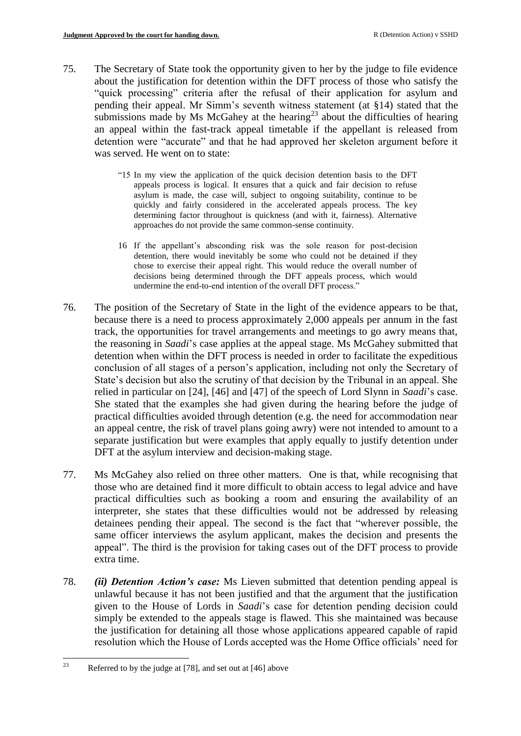75. The Secretary of State took the opportunity given to her by the judge to file evidence about the justification for detention within the DFT process of those who satisfy the "quick processing" criteria after the refusal of their application for asylum and pending their appeal. Mr Simm's seventh witness statement (at §14) stated that the submissions made by Ms McGahey at the hearing[23] about the difficulties of hearing an appeal within the fast-track appeal timetable if the appellant is released from detention were "accurate" and that he had approved her skeleton argument before it was served. He went on to state:

> "15 In my view the application of the quick decision detention basis to the DFT appeals process is logical. It ensures that a quick and fair decision to refuse asylum is made, the case will, subject to ongoing suitability, continue to be quickly and fairly considered in the accelerated appeals process. The key determining factor throughout is quickness (and with it, fairness). Alternative approaches do not provide the same common-sense continuity.
>
> 16 If the appellant's absconding risk was the sole reason for post-decision detention, there would inevitably be some who could not be detained if they chose to exercise their appeal right. This would reduce the overall number of decisions being determined through the DFT appeals process, which would undermine the end-to-end intention of the overall DFT process."

76. The position of the Secretary of State in the light of the evidence appears to be that, because there is a need to process approximately 2,000 appeals per annum in the fast track, the opportunities for travel arrangements and meetings to go awry means that, the reasoning in *Saadi*'s case applies at the appeal stage. Ms McGahey submitted that detention when within the DFT process is needed in order to facilitate the expeditious conclusion of all stages of a person's application, including not only the Secretary of State's decision but also the scrutiny of that decision by the Tribunal in an appeal. She relied in particular on [24], [46] and [47] of the speech of Lord Slynn in *Saadi*'s case. She stated that the examples she had given during the hearing before the judge of practical difficulties avoided through detention (e.g. the need for accommodation near an appeal centre, the risk of travel plans going awry) were not intended to amount to a separate justification but were examples that apply equally to justify detention under DFT at the asylum interview and decision-making stage.

77. Ms McGahey also relied on three other matters. One is that, while recognising that those who are detained find it more difficult to obtain access to legal advice and have practical difficulties such as booking a room and ensuring the availability of an interpreter, she states that these difficulties would not be addressed by releasing detainees pending their appeal. The second is the fact that "wherever possible, the same officer interviews the asylum applicant, makes the decision and presents the appeal". The third is the provision for taking cases out of the DFT process to provide extra time.

78. ***(ii) Detention Action's case:*** Ms Lieven submitted that detention pending appeal is unlawful because it has not been justified and that the argument that the justification given to the House of Lords in *Saadi*'s case for detention pending decision could simply be extended to the appeals stage is flawed. This she maintained was because the justification for detaining all those whose applications appeared capable of rapid resolution which the House of Lords accepted was the Home Office officials' need for

---

[23] Referred to by the judge at [78], and set out at [46] above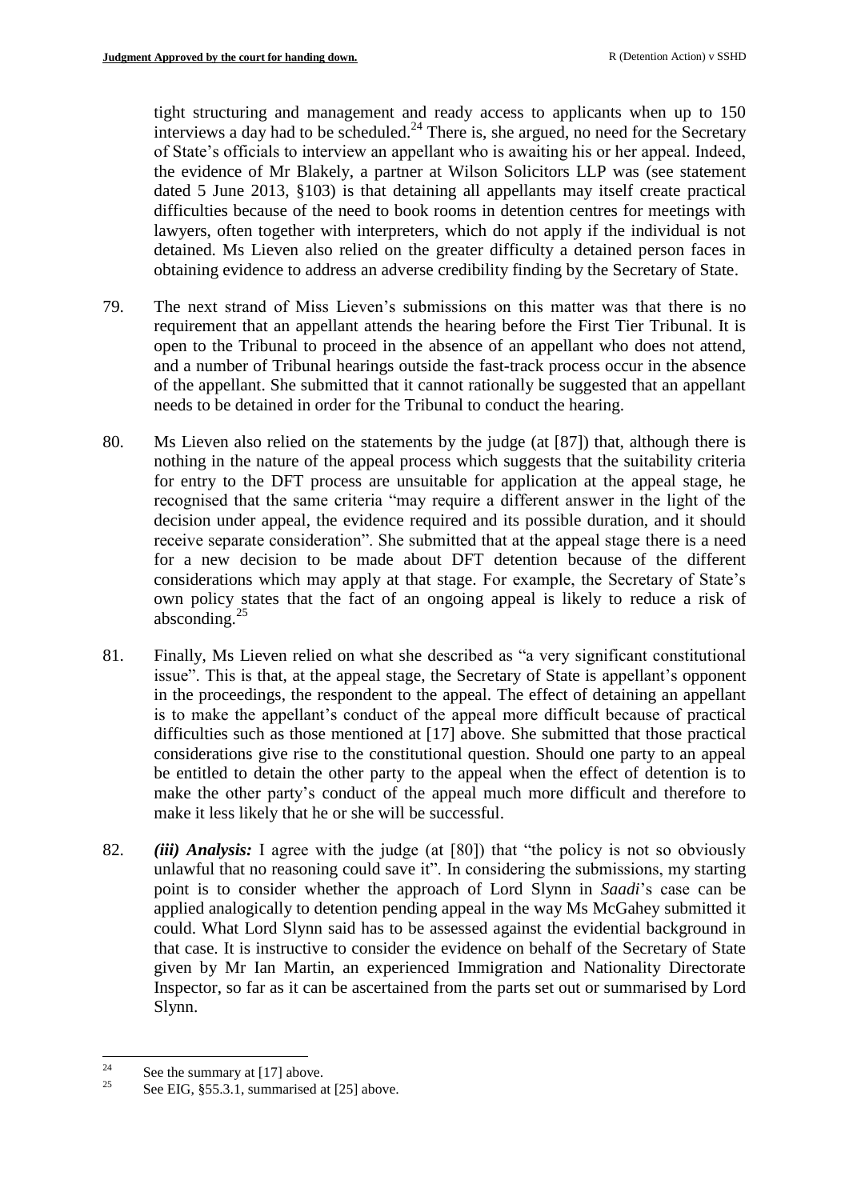tight structuring and management and ready access to applicants when up to 150 interviews a day had to be scheduled.[24] There is, she argued, no need for the Secretary of State's officials to interview an appellant who is awaiting his or her appeal. Indeed, the evidence of Mr Blakely, a partner at Wilson Solicitors LLP was (see statement dated 5 June 2013, §103) is that detaining all appellants may itself create practical difficulties because of the need to book rooms in detention centres for meetings with lawyers, often together with interpreters, which do not apply if the individual is not detained. Ms Lieven also relied on the greater difficulty a detained person faces in obtaining evidence to address an adverse credibility finding by the Secretary of State.

79. The next strand of Miss Lieven's submissions on this matter was that there is no requirement that an appellant attends the hearing before the First Tier Tribunal. It is open to the Tribunal to proceed in the absence of an appellant who does not attend, and a number of Tribunal hearings outside the fast-track process occur in the absence of the appellant. She submitted that it cannot rationally be suggested that an appellant needs to be detained in order for the Tribunal to conduct the hearing.

80. Ms Lieven also relied on the statements by the judge (at [87]) that, although there is nothing in the nature of the appeal process which suggests that the suitability criteria for entry to the DFT process are unsuitable for application at the appeal stage, he recognised that the same criteria "may require a different answer in the light of the decision under appeal, the evidence required and its possible duration, and it should receive separate consideration". She submitted that at the appeal stage there is a need for a new decision to be made about DFT detention because of the different considerations which may apply at that stage. For example, the Secretary of State's own policy states that the fact of an ongoing appeal is likely to reduce a risk of absconding.[25]

81. Finally, Ms Lieven relied on what she described as "a very significant constitutional issue". This is that, at the appeal stage, the Secretary of State is appellant's opponent in the proceedings, the respondent to the appeal. The effect of detaining an appellant is to make the appellant's conduct of the appeal more difficult because of practical difficulties such as those mentioned at [17] above. She submitted that those practical considerations give rise to the constitutional question. Should one party to an appeal be entitled to detain the other party to the appeal when the effect of detention is to make the other party's conduct of the appeal much more difficult and therefore to make it less likely that he or she will be successful.

82. ***(iii) Analysis:*** I agree with the judge (at [80]) that "the policy is not so obviously unlawful that no reasoning could save it". In considering the submissions, my starting point is to consider whether the approach of Lord Slynn in *Saadi*'s case can be applied analogically to detention pending appeal in the way Ms McGahey submitted it could. What Lord Slynn said has to be assessed against the evidential background in that case. It is instructive to consider the evidence on behalf of the Secretary of State given by Mr Ian Martin, an experienced Immigration and Nationality Directorate Inspector, so far as it can be ascertained from the parts set out or summarised by Lord Slynn.

---

[24] See the summary at [17] above.

[25] See EIG, §55.3.1, summarised at [25] above.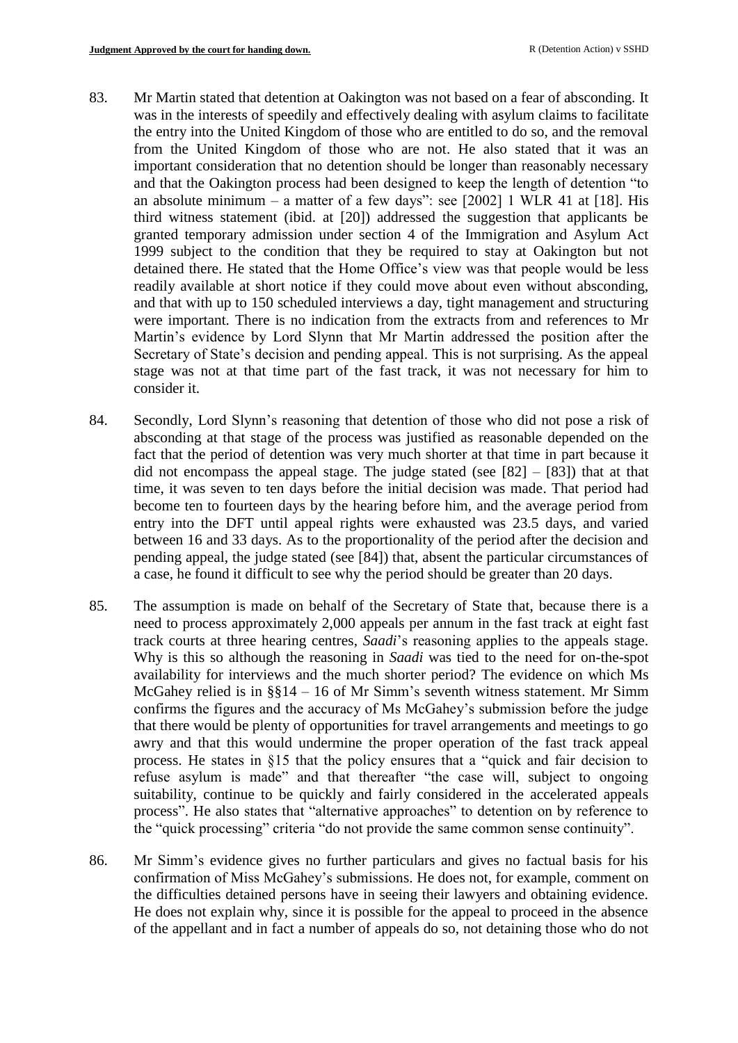83. Mr Martin stated that detention at Oakington was not based on a fear of absconding. It was in the interests of speedily and effectively dealing with asylum claims to facilitate the entry into the United Kingdom of those who are entitled to do so, and the removal from the United Kingdom of those who are not. He also stated that it was an important consideration that no detention should be longer than reasonably necessary and that the Oakington process had been designed to keep the length of detention "to an absolute minimum – a matter of a few days": see [2002] 1 WLR 41 at [18]. His third witness statement (ibid. at [20]) addressed the suggestion that applicants be granted temporary admission under section 4 of the Immigration and Asylum Act 1999 subject to the condition that they be required to stay at Oakington but not detained there. He stated that the Home Office's view was that people would be less readily available at short notice if they could move about even without absconding, and that with up to 150 scheduled interviews a day, tight management and structuring were important. There is no indication from the extracts from and references to Mr Martin's evidence by Lord Slynn that Mr Martin addressed the position after the Secretary of State's decision and pending appeal. This is not surprising. As the appeal stage was not at that time part of the fast track, it was not necessary for him to consider it.

84. Secondly, Lord Slynn's reasoning that detention of those who did not pose a risk of absconding at that stage of the process was justified as reasonable depended on the fact that the period of detention was very much shorter at that time in part because it did not encompass the appeal stage. The judge stated (see [82] – [83]) that at that time, it was seven to ten days before the initial decision was made. That period had become ten to fourteen days by the hearing before him, and the average period from entry into the DFT until appeal rights were exhausted was 23.5 days, and varied between 16 and 33 days. As to the proportionality of the period after the decision and pending appeal, the judge stated (see [84]) that, absent the particular circumstances of a case, he found it difficult to see why the period should be greater than 20 days.

85. The assumption is made on behalf of the Secretary of State that, because there is a need to process approximately 2,000 appeals per annum in the fast track at eight fast track courts at three hearing centres, *Saadi*'s reasoning applies to the appeals stage. Why is this so although the reasoning in *Saadi* was tied to the need for on-the-spot availability for interviews and the much shorter period? The evidence on which Ms McGahey relied is in §§14 – 16 of Mr Simm's seventh witness statement. Mr Simm confirms the figures and the accuracy of Ms McGahey's submission before the judge that there would be plenty of opportunities for travel arrangements and meetings to go awry and that this would undermine the proper operation of the fast track appeal process. He states in §15 that the policy ensures that a "quick and fair decision to refuse asylum is made" and that thereafter "the case will, subject to ongoing suitability, continue to be quickly and fairly considered in the accelerated appeals process". He also states that "alternative approaches" to detention on by reference to the "quick processing" criteria "do not provide the same common sense continuity".

86. Mr Simm's evidence gives no further particulars and gives no factual basis for his confirmation of Miss McGahey's submissions. He does not, for example, comment on the difficulties detained persons have in seeing their lawyers and obtaining evidence. He does not explain why, since it is possible for the appeal to proceed in the absence of the appellant and in fact a number of appeals do so, not detaining those who do not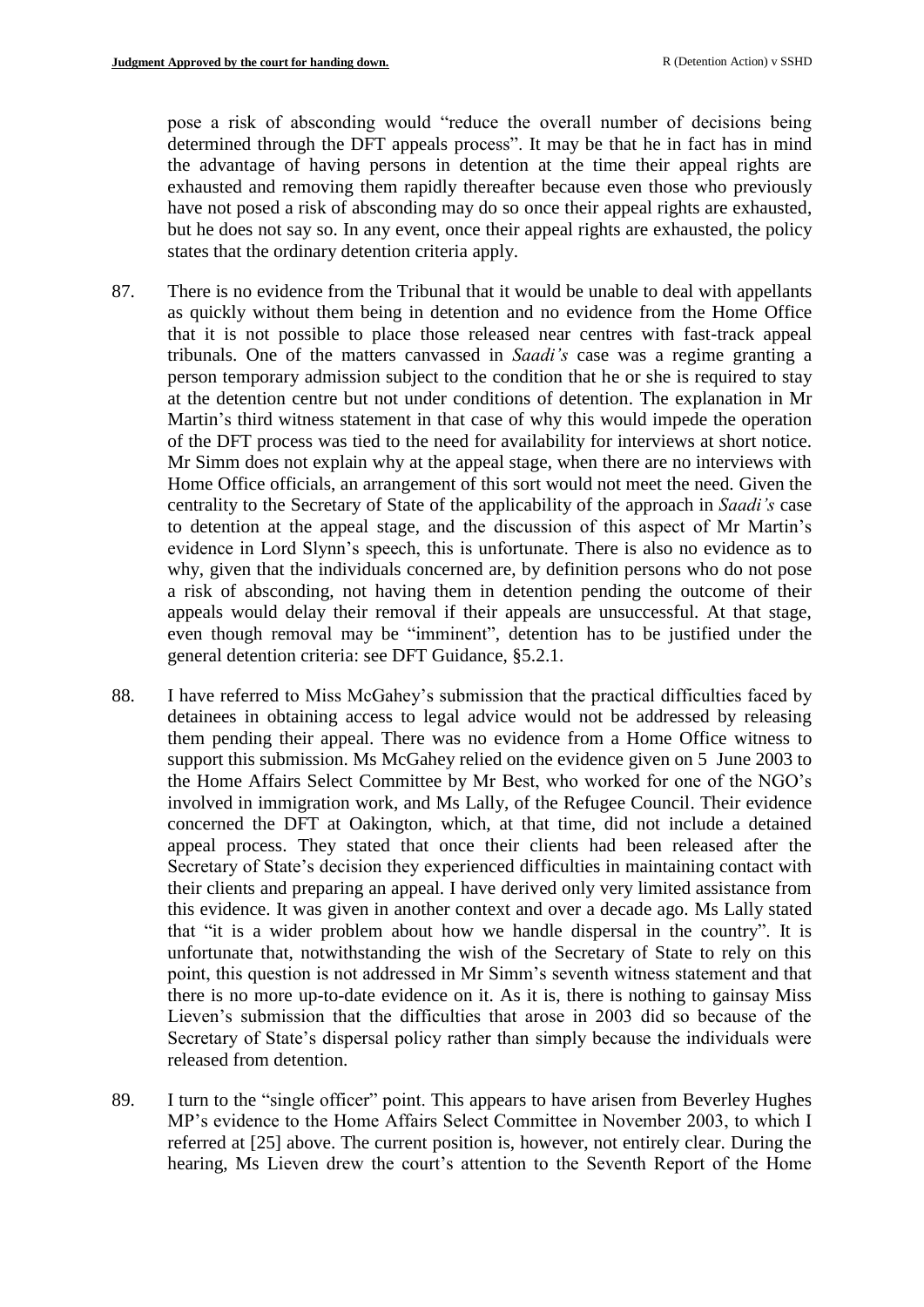pose a risk of absconding would "reduce the overall number of decisions being determined through the DFT appeals process". It may be that he in fact has in mind the advantage of having persons in detention at the time their appeal rights are exhausted and removing them rapidly thereafter because even those who previously have not posed a risk of absconding may do so once their appeal rights are exhausted, but he does not say so. In any event, once their appeal rights are exhausted, the policy states that the ordinary detention criteria apply.

87. There is no evidence from the Tribunal that it would be unable to deal with appellants as quickly without them being in detention and no evidence from the Home Office that it is not possible to place those released near centres with fast-track appeal tribunals. One of the matters canvassed in *Saadi's* case was a regime granting a person temporary admission subject to the condition that he or she is required to stay at the detention centre but not under conditions of detention. The explanation in Mr Martin's third witness statement in that case of why this would impede the operation of the DFT process was tied to the need for availability for interviews at short notice. Mr Simm does not explain why at the appeal stage, when there are no interviews with Home Office officials, an arrangement of this sort would not meet the need. Given the centrality to the Secretary of State of the applicability of the approach in *Saadi's* case to detention at the appeal stage, and the discussion of this aspect of Mr Martin's evidence in Lord Slynn's speech, this is unfortunate. There is also no evidence as to why, given that the individuals concerned are, by definition persons who do not pose a risk of absconding, not having them in detention pending the outcome of their appeals would delay their removal if their appeals are unsuccessful. At that stage, even though removal may be "imminent", detention has to be justified under the general detention criteria: see DFT Guidance, §5.2.1.

88. I have referred to Miss McGahey's submission that the practical difficulties faced by detainees in obtaining access to legal advice would not be addressed by releasing them pending their appeal. There was no evidence from a Home Office witness to support this submission. Ms McGahey relied on the evidence given on 5 June 2003 to the Home Affairs Select Committee by Mr Best, who worked for one of the NGO's involved in immigration work, and Ms Lally, of the Refugee Council. Their evidence concerned the DFT at Oakington, which, at that time, did not include a detained appeal process. They stated that once their clients had been released after the Secretary of State's decision they experienced difficulties in maintaining contact with their clients and preparing an appeal. I have derived only very limited assistance from this evidence. It was given in another context and over a decade ago. Ms Lally stated that "it is a wider problem about how we handle dispersal in the country". It is unfortunate that, notwithstanding the wish of the Secretary of State to rely on this point, this question is not addressed in Mr Simm's seventh witness statement and that there is no more up-to-date evidence on it. As it is, there is nothing to gainsay Miss Lieven's submission that the difficulties that arose in 2003 did so because of the Secretary of State's dispersal policy rather than simply because the individuals were released from detention.

89. I turn to the "single officer" point. This appears to have arisen from Beverley Hughes MP's evidence to the Home Affairs Select Committee in November 2003, to which I referred at [25] above. The current position is, however, not entirely clear. During the hearing, Ms Lieven drew the court's attention to the Seventh Report of the Home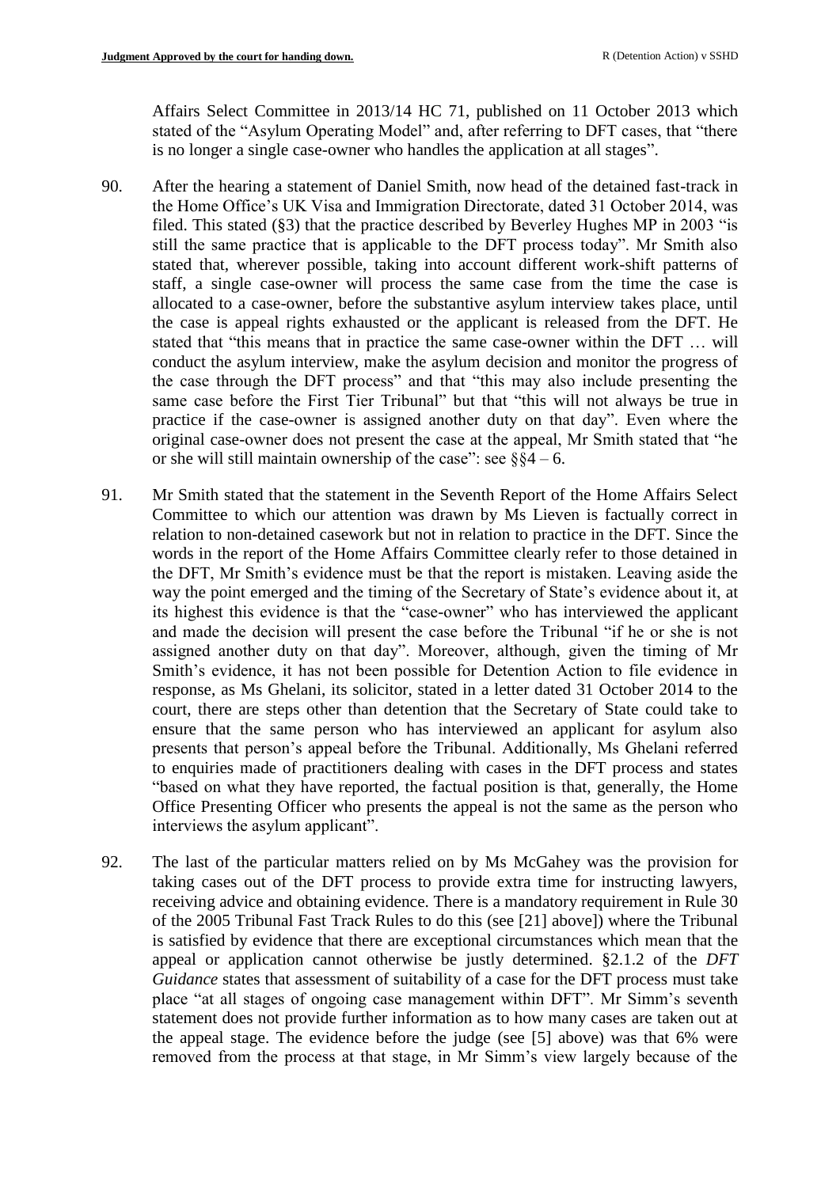Affairs Select Committee in 2013/14 HC 71, published on 11 October 2013 which stated of the "Asylum Operating Model" and, after referring to DFT cases, that "there is no longer a single case-owner who handles the application at all stages".

90. After the hearing a statement of Daniel Smith, now head of the detained fast-track in the Home Office's UK Visa and Immigration Directorate, dated 31 October 2014, was filed. This stated (§3) that the practice described by Beverley Hughes MP in 2003 "is still the same practice that is applicable to the DFT process today". Mr Smith also stated that, wherever possible, taking into account different work-shift patterns of staff, a single case-owner will process the same case from the time the case is allocated to a case-owner, before the substantive asylum interview takes place, until the case is appeal rights exhausted or the applicant is released from the DFT. He stated that "this means that in practice the same case-owner within the DFT … will conduct the asylum interview, make the asylum decision and monitor the progress of the case through the DFT process" and that "this may also include presenting the same case before the First Tier Tribunal" but that "this will not always be true in practice if the case-owner is assigned another duty on that day". Even where the original case-owner does not present the case at the appeal, Mr Smith stated that "he or she will still maintain ownership of the case": see §§4 – 6.

91. Mr Smith stated that the statement in the Seventh Report of the Home Affairs Select Committee to which our attention was drawn by Ms Lieven is factually correct in relation to non-detained casework but not in relation to practice in the DFT. Since the words in the report of the Home Affairs Committee clearly refer to those detained in the DFT, Mr Smith's evidence must be that the report is mistaken. Leaving aside the way the point emerged and the timing of the Secretary of State's evidence about it, at its highest this evidence is that the "case-owner" who has interviewed the applicant and made the decision will present the case before the Tribunal "if he or she is not assigned another duty on that day". Moreover, although, given the timing of Mr Smith's evidence, it has not been possible for Detention Action to file evidence in response, as Ms Ghelani, its solicitor, stated in a letter dated 31 October 2014 to the court, there are steps other than detention that the Secretary of State could take to ensure that the same person who has interviewed an applicant for asylum also presents that person's appeal before the Tribunal. Additionally, Ms Ghelani referred to enquiries made of practitioners dealing with cases in the DFT process and states "based on what they have reported, the factual position is that, generally, the Home Office Presenting Officer who presents the appeal is not the same as the person who interviews the asylum applicant".

92. The last of the particular matters relied on by Ms McGahey was the provision for taking cases out of the DFT process to provide extra time for instructing lawyers, receiving advice and obtaining evidence. There is a mandatory requirement in Rule 30 of the 2005 Tribunal Fast Track Rules to do this (see [21] above]) where the Tribunal is satisfied by evidence that there are exceptional circumstances which mean that the appeal or application cannot otherwise be justly determined. §2.1.2 of the *DFT Guidance* states that assessment of suitability of a case for the DFT process must take place "at all stages of ongoing case management within DFT". Mr Simm's seventh statement does not provide further information as to how many cases are taken out at the appeal stage. The evidence before the judge (see [5] above) was that 6% were removed from the process at that stage, in Mr Simm's view largely because of the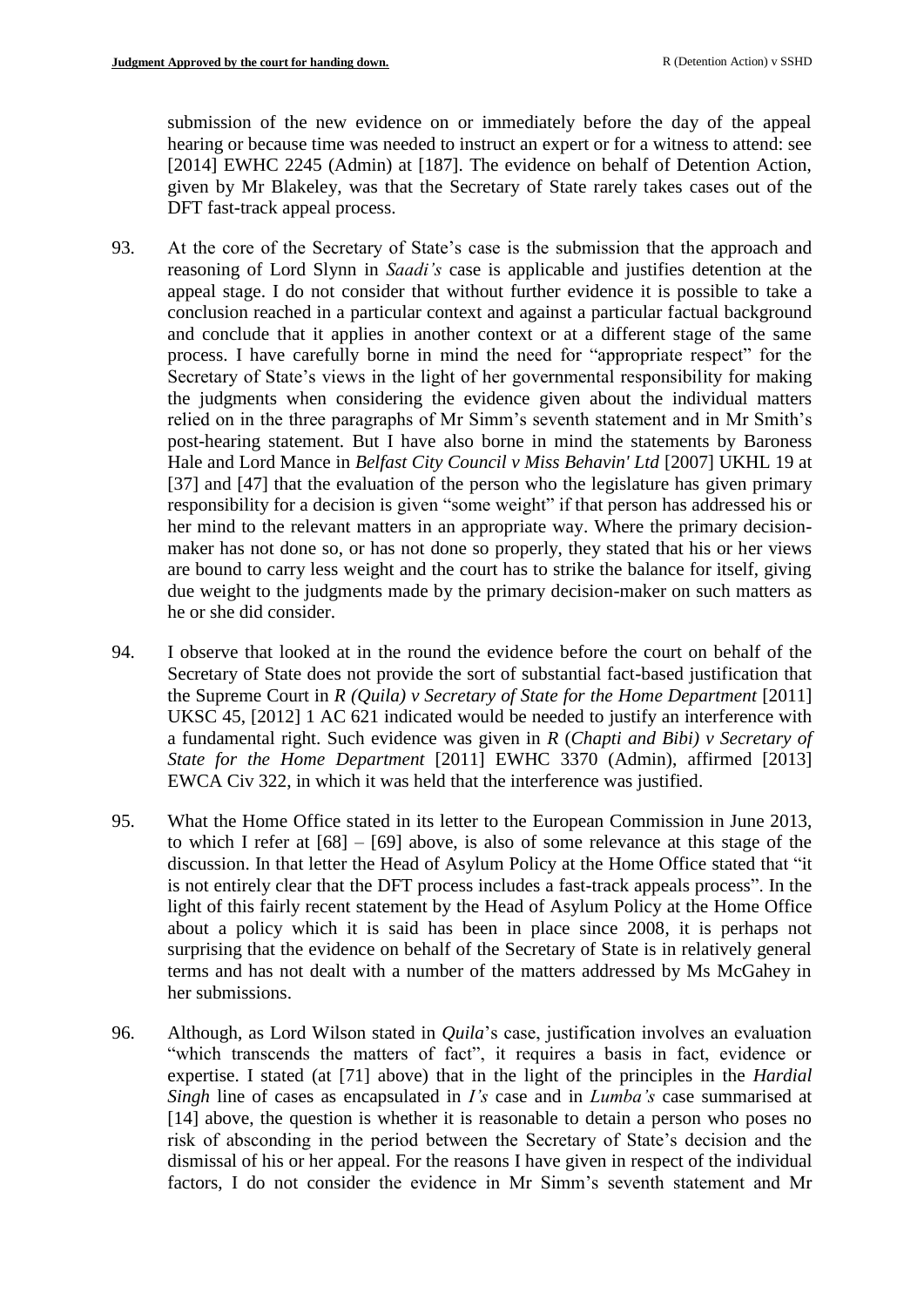submission of the new evidence on or immediately before the day of the appeal hearing or because time was needed to instruct an expert or for a witness to attend: see [2014] EWHC 2245 (Admin) at [187]. The evidence on behalf of Detention Action, given by Mr Blakeley, was that the Secretary of State rarely takes cases out of the DFT fast-track appeal process.

93. At the core of the Secretary of State's case is the submission that the approach and reasoning of Lord Slynn in *Saadi's* case is applicable and justifies detention at the appeal stage. I do not consider that without further evidence it is possible to take a conclusion reached in a particular context and against a particular factual background and conclude that it applies in another context or at a different stage of the same process. I have carefully borne in mind the need for "appropriate respect" for the Secretary of State's views in the light of her governmental responsibility for making the judgments when considering the evidence given about the individual matters relied on in the three paragraphs of Mr Simm's seventh statement and in Mr Smith's post-hearing statement. But I have also borne in mind the statements by Baroness Hale and Lord Mance in *Belfast City Council v Miss Behavin' Ltd* [2007] UKHL 19 at [37] and [47] that the evaluation of the person who the legislature has given primary responsibility for a decision is given "some weight" if that person has addressed his or her mind to the relevant matters in an appropriate way. Where the primary decision-maker has not done so, or has not done so properly, they stated that his or her views are bound to carry less weight and the court has to strike the balance for itself, giving due weight to the judgments made by the primary decision-maker on such matters as he or she did consider.

94. I observe that looked at in the round the evidence before the court on behalf of the Secretary of State does not provide the sort of substantial fact-based justification that the Supreme Court in *R (Quila) v Secretary of State for the Home Department* [2011] UKSC 45, [2012] 1 AC 621 indicated would be needed to justify an interference with a fundamental right. Such evidence was given in *R* (*Chapti and Bibi) v Secretary of State for the Home Department* [2011] EWHC 3370 (Admin), affirmed [2013] EWCA Civ 322, in which it was held that the interference was justified.

95. What the Home Office stated in its letter to the European Commission in June 2013, to which I refer at [68] – [69] above, is also of some relevance at this stage of the discussion. In that letter the Head of Asylum Policy at the Home Office stated that "it is not entirely clear that the DFT process includes a fast-track appeals process". In the light of this fairly recent statement by the Head of Asylum Policy at the Home Office about a policy which it is said has been in place since 2008, it is perhaps not surprising that the evidence on behalf of the Secretary of State is in relatively general terms and has not dealt with a number of the matters addressed by Ms McGahey in her submissions.

96. Although, as Lord Wilson stated in *Quila*'s case, justification involves an evaluation "which transcends the matters of fact", it requires a basis in fact, evidence or expertise. I stated (at [71] above) that in the light of the principles in the *Hardial Singh* line of cases as encapsulated in *I's* case and in *Lumba's* case summarised at [14] above, the question is whether it is reasonable to detain a person who poses no risk of absconding in the period between the Secretary of State's decision and the dismissal of his or her appeal. For the reasons I have given in respect of the individual factors, I do not consider the evidence in Mr Simm's seventh statement and Mr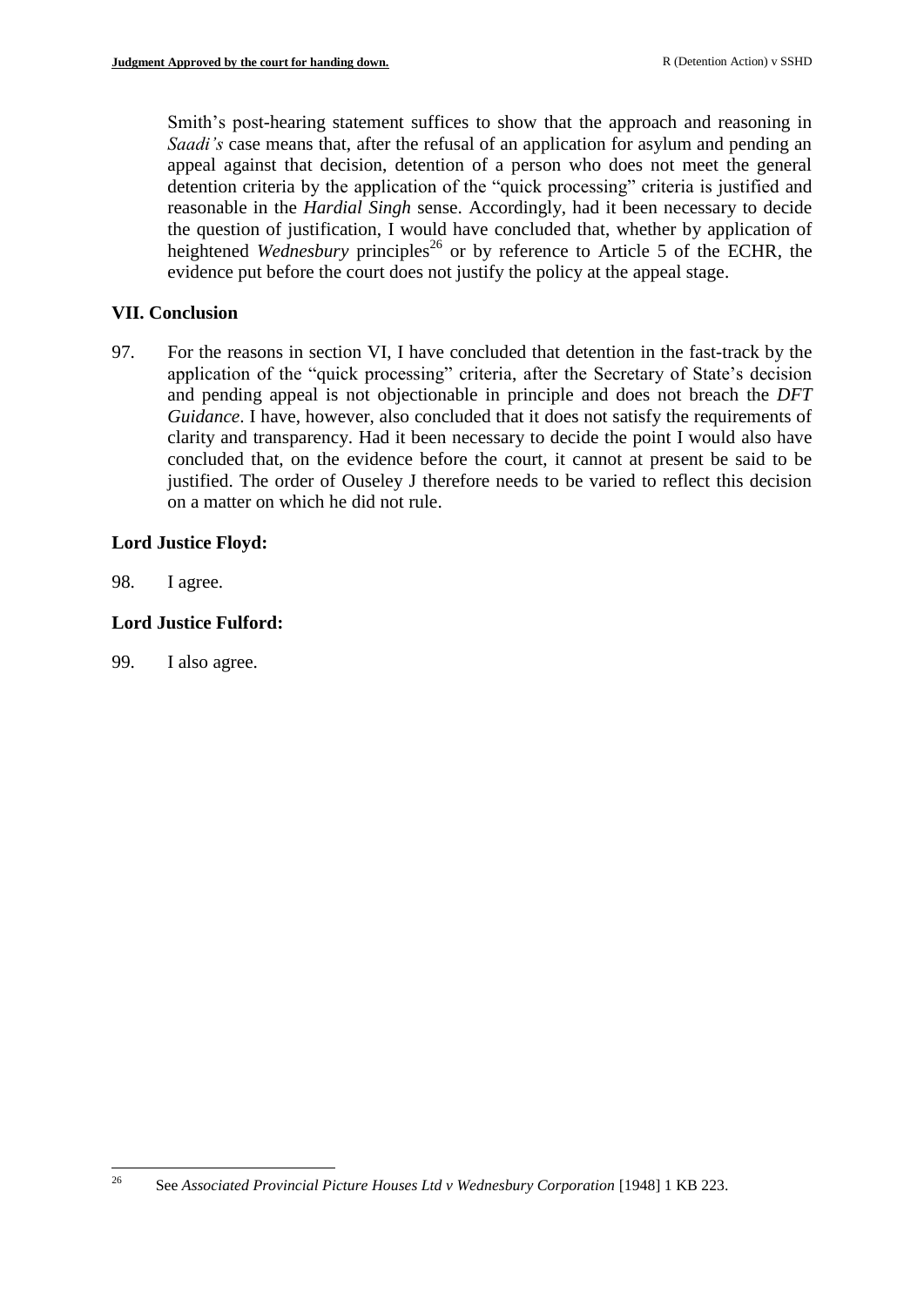Smith's post-hearing statement suffices to show that the approach and reasoning in *Saadi's* case means that, after the refusal of an application for asylum and pending an appeal against that decision, detention of a person who does not meet the general detention criteria by the application of the "quick processing" criteria is justified and reasonable in the *Hardial Singh* sense. Accordingly, had it been necessary to decide the question of justification, I would have concluded that, whether by application of heightened *Wednesbury* principles[26] or by reference to Article 5 of the ECHR, the evidence put before the court does not justify the policy at the appeal stage.

## VII. Conclusion

97. For the reasons in section VI, I have concluded that detention in the fast-track by the application of the "quick processing" criteria, after the Secretary of State's decision and pending appeal is not objectionable in principle and does not breach the *DFT Guidance*. I have, however, also concluded that it does not satisfy the requirements of clarity and transparency. Had it been necessary to decide the point I would also have concluded that, on the evidence before the court, it cannot at present be said to be justified. The order of Ouseley J therefore needs to be varied to reflect this decision on a matter on which he did not rule.

**Lord Justice Floyd:**

98. I agree.

**Lord Justice Fulford:**

99. I also agree.

---

[26] See *Associated Provincial Picture Houses Ltd v Wednesbury Corporation* [1948] 1 KB 223.